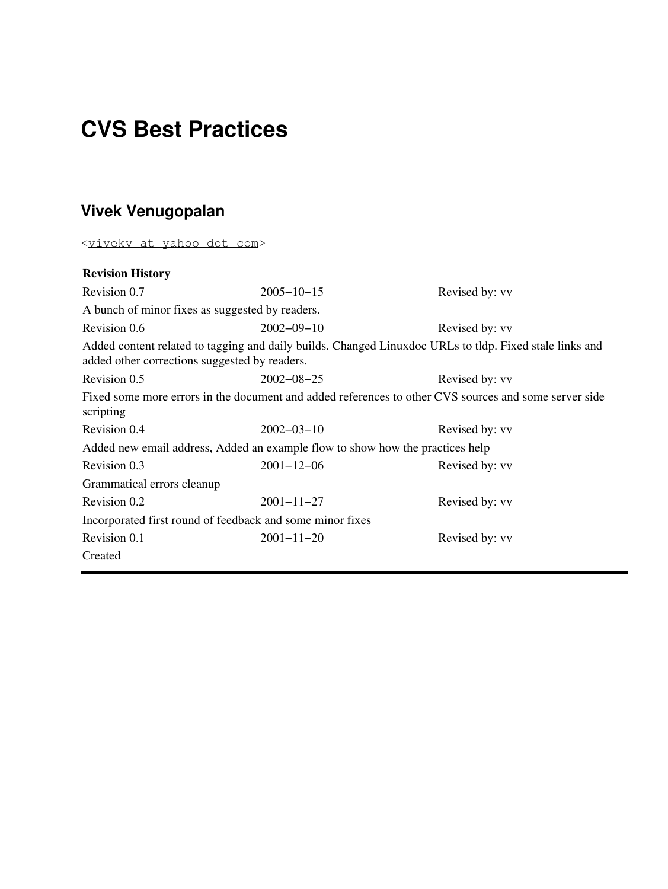# CVS Best Practices

## Vivek Venugopalan

<vivekv at yahoo dot com>

**Revision History**

| | | |
|---|---|---|
| Revision 0.7 | 2005−10−15 | Revised by: vv |
| A bunch of minor fixes as suggested by readers. | | |
| Revision 0.6 | 2002−09−10 | Revised by: vv |
| Added content related to tagging and daily builds. Changed Linuxdoc URLs to tldp. Fixed stale links and added other corrections suggested by readers. | | |
| Revision 0.5 | 2002−08−25 | Revised by: vv |
| Fixed some more errors in the document and added references to other CVS sources and some server side scripting | | |
| Revision 0.4 | 2002−03−10 | Revised by: vv |
| Added new email address, Added an example flow to show how the practices help | | |
| Revision 0.3 | 2001−12−06 | Revised by: vv |
| Grammatical errors cleanup | | |
| Revision 0.2 | 2001−11−27 | Revised by: vv |
| Incorporated first round of feedback and some minor fixes | | |
| Revision 0.1 | 2001−11−20 | Revised by: vv |
| Created | | |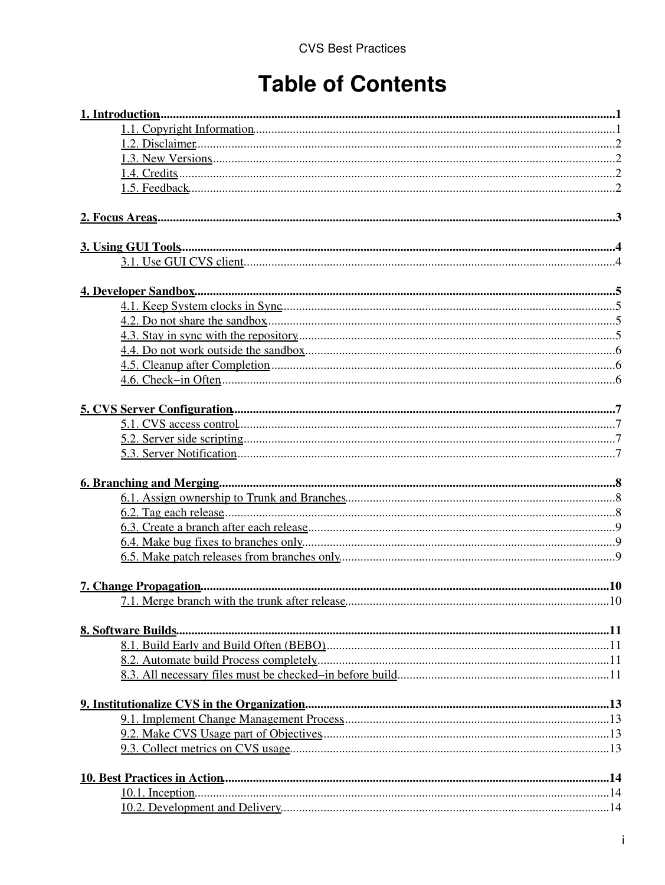# Table of Contents

**1. Introduction** ..... 1
- 1.1. Copyright Information ..... 1
- 1.2. Disclaimer ..... 2
- 1.3. New Versions ..... 2
- 1.4. Credits ..... 2
- 1.5. Feedback ..... 2

**2. Focus Areas** ..... 3

**3. Using GUI Tools** ..... 4
- 3.1. Use GUI CVS client ..... 4

**4. Developer Sandbox** ..... 5
- 4.1. Keep System clocks in Sync ..... 5
- 4.2. Do not share the sandbox ..... 5
- 4.3. Stay in sync with the repository ..... 5
- 4.4. Do not work outside the sandbox ..... 6
- 4.5. Cleanup after Completion ..... 6
- 4.6. Check−in Often ..... 6

**5. CVS Server Configuration** ..... 7
- 5.1. CVS access control ..... 7
- 5.2. Server side scripting ..... 7
- 5.3. Server Notification ..... 7

**6. Branching and Merging** ..... 8
- 6.1. Assign ownership to Trunk and Branches ..... 8
- 6.2. Tag each release ..... 8
- 6.3. Create a branch after each release ..... 9
- 6.4. Make bug fixes to branches only ..... 9
- 6.5. Make patch releases from branches only ..... 9

**7. Change Propagation** ..... 10
- 7.1. Merge branch with the trunk after release ..... 10

**8. Software Builds** ..... 11
- 8.1. Build Early and Build Often (BEBO) ..... 11
- 8.2. Automate build Process completely ..... 11
- 8.3. All necessary files must be checked−in before build ..... 11

**9. Institutionalize CVS in the Organization** ..... 13
- 9.1. Implement Change Management Process ..... 13
- 9.2. Make CVS Usage part of Objectives ..... 13
- 9.3. Collect metrics on CVS usage ..... 13

**10. Best Practices in Action** ..... 14
- 10.1. Inception ..... 14
- 10.2. Development and Delivery ..... 14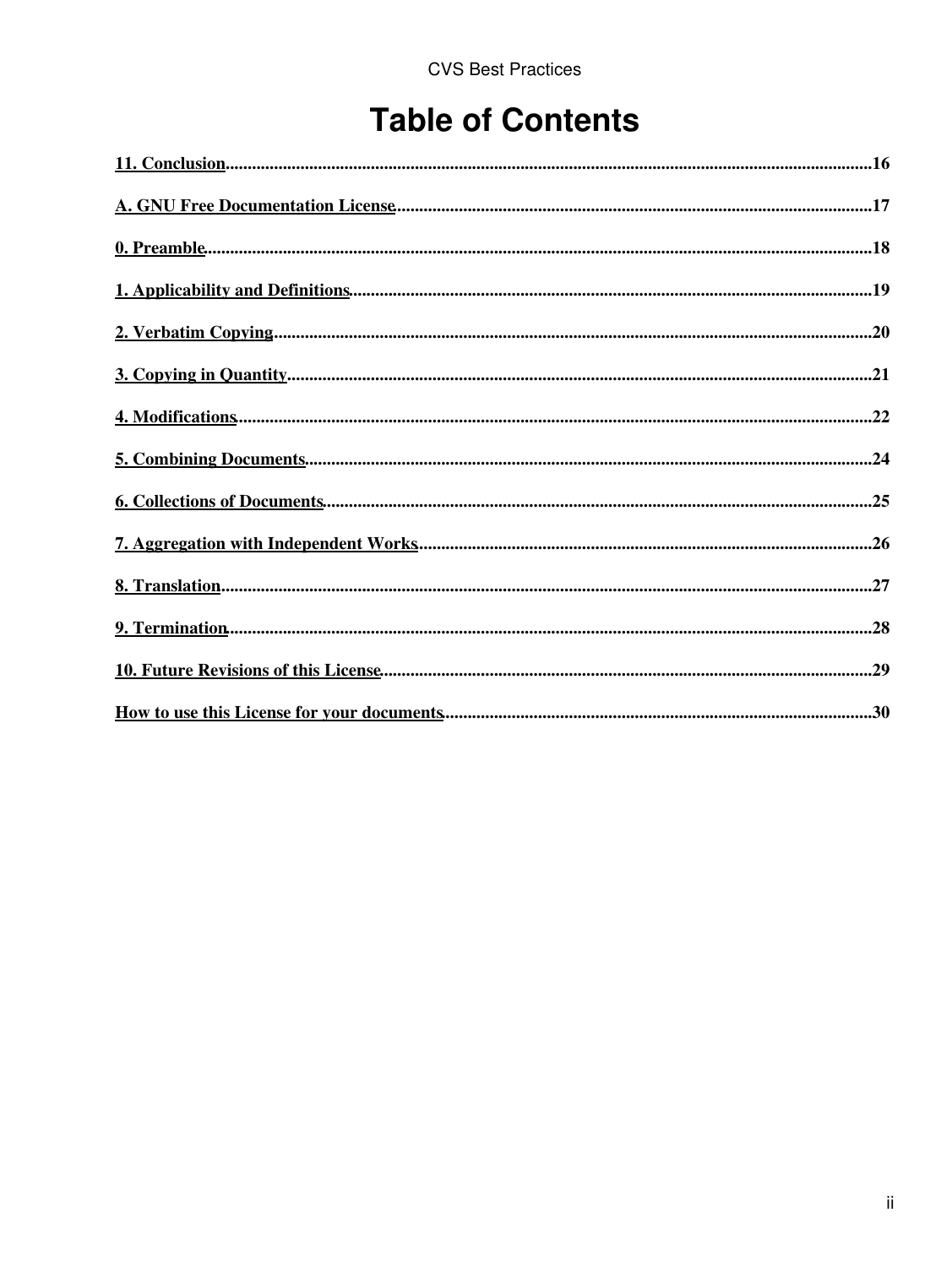# Table of Contents

11. Conclusion..................................................................................................16

A. GNU Free Documentation License..........................................................................17

0. Preamble.....................................................................................................18

1. Applicability and Definitions..............................................................................19

2. Verbatim Copying..........................................................................................20

3. Copying in Quantity.......................................................................................21

4. Modifications..............................................................................................22

5. Combining Documents.....................................................................................24

6. Collections of Documents................................................................................25

7. Aggregation with Independent Works..................................................................26

8. Translation...............................................................................................27

9. Termination..............................................................................................28

10. Future Revisions of this License......................................................................29

How to use this License for your documents...........................................................30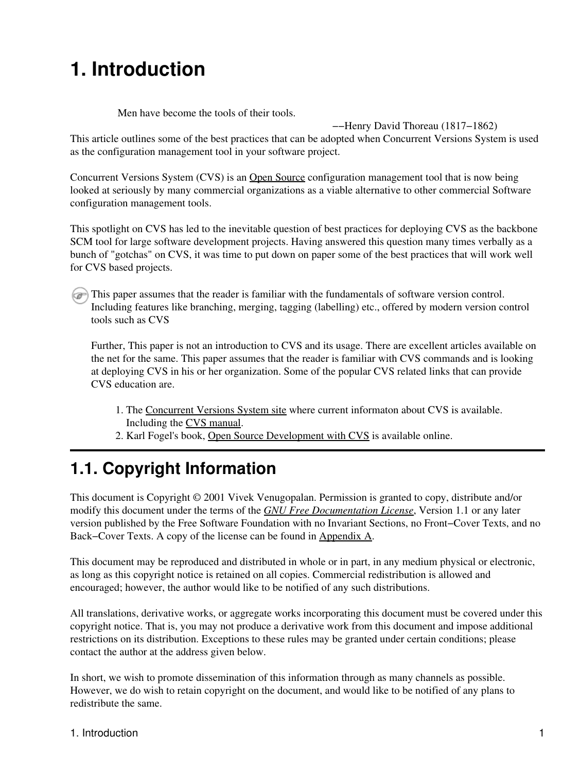# 1. Introduction

> Men have become the tools of their tools.
>
> −−Henry David Thoreau (1817−1862)

This article outlines some of the best practices that can be adopted when Concurrent Versions System is used as the configuration management tool in your software project.

Concurrent Versions System (CVS) is an Open Source configuration management tool that is now being looked at seriously by many commercial organizations as a viable alternative to other commercial Software configuration management tools.

This spotlight on CVS has led to the inevitable question of best practices for deploying CVS as the backbone SCM tool for large software development projects. Having answered this question many times verbally as a bunch of "gotchas" on CVS, it was time to put down on paper some of the best practices that will work well for CVS based projects.

This paper assumes that the reader is familiar with the fundamentals of software version control. Including features like branching, merging, tagging (labelling) etc., offered by modern version control tools such as CVS

Further, This paper is not an introduction to CVS and its usage. There are excellent articles available on the net for the same. This paper assumes that the reader is familiar with CVS commands and is looking at deploying CVS in his or her organization. Some of the popular CVS related links that can provide CVS education are.

1. The Concurrent Versions System site where current informaton about CVS is available. Including the CVS manual.
2. Karl Fogel's book, Open Source Development with CVS is available online.

## 1.1. Copyright Information

This document is Copyright © 2001 Vivek Venugopalan. Permission is granted to copy, distribute and/or modify this document under the terms of the *GNU Free Documentation License*, Version 1.1 or any later version published by the Free Software Foundation with no Invariant Sections, no Front−Cover Texts, and no Back−Cover Texts. A copy of the license can be found in Appendix A.

This document may be reproduced and distributed in whole or in part, in any medium physical or electronic, as long as this copyright notice is retained on all copies. Commercial redistribution is allowed and encouraged; however, the author would like to be notified of any such distributions.

All translations, derivative works, or aggregate works incorporating this document must be covered under this copyright notice. That is, you may not produce a derivative work from this document and impose additional restrictions on its distribution. Exceptions to these rules may be granted under certain conditions; please contact the author at the address given below.

In short, we wish to promote dissemination of this information through as many channels as possible. However, we do wish to retain copyright on the document, and would like to be notified of any plans to redistribute the same.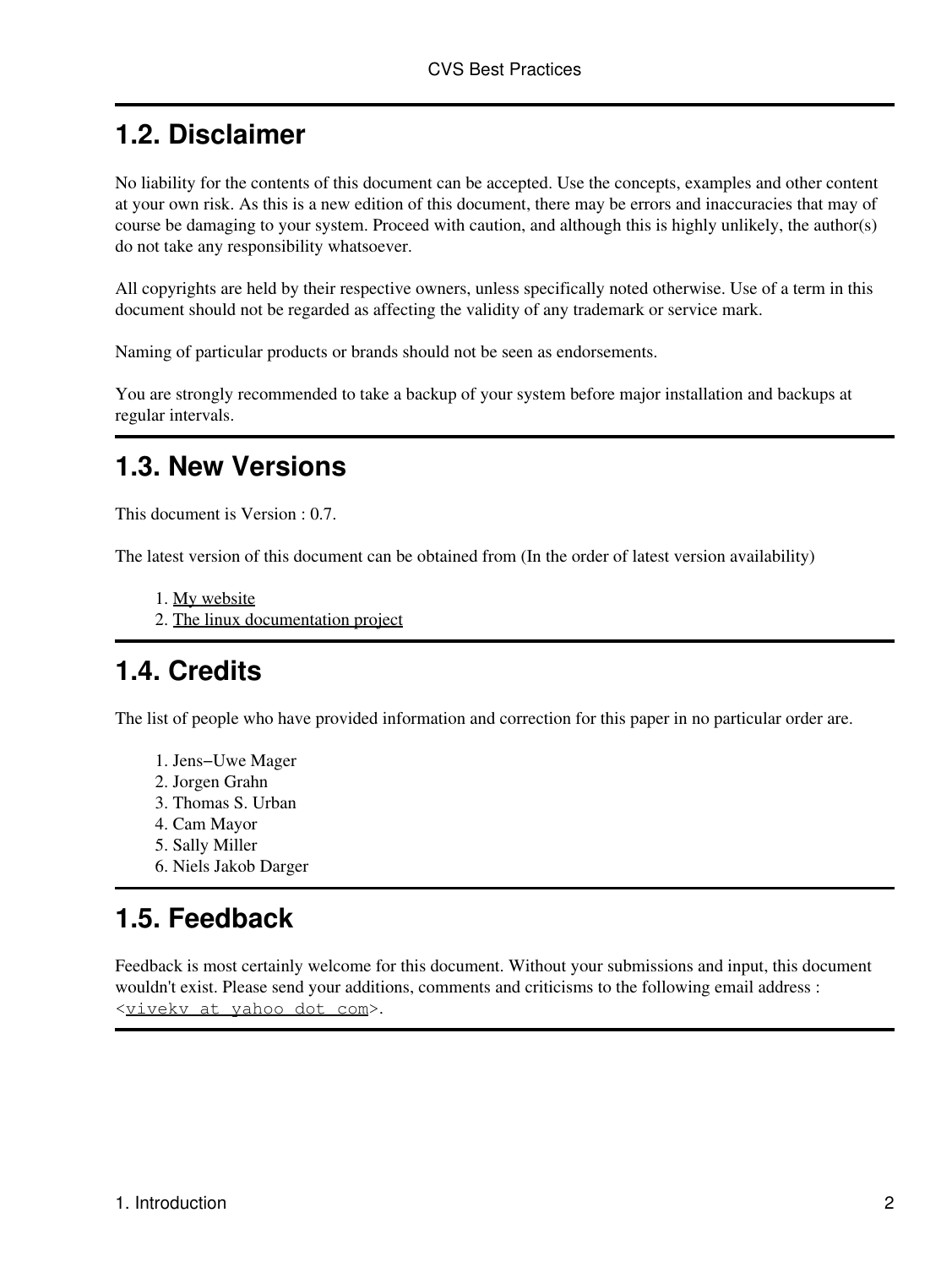## 1.2. Disclaimer

No liability for the contents of this document can be accepted. Use the concepts, examples and other content at your own risk. As this is a new edition of this document, there may be errors and inaccuracies that may of course be damaging to your system. Proceed with caution, and although this is highly unlikely, the author(s) do not take any responsibility whatsoever.

All copyrights are held by their respective owners, unless specifically noted otherwise. Use of a term in this document should not be regarded as affecting the validity of any trademark or service mark.

Naming of particular products or brands should not be seen as endorsements.

You are strongly recommended to take a backup of your system before major installation and backups at regular intervals.

## 1.3. New Versions

This document is Version : 0.7.

The latest version of this document can be obtained from (In the order of latest version availability)

1. My website
2. The linux documentation project

## 1.4. Credits

The list of people who have provided information and correction for this paper in no particular order are.

1. Jens−Uwe Mager
2. Jorgen Grahn
3. Thomas S. Urban
4. Cam Mayor
5. Sally Miller
6. Niels Jakob Darger

## 1.5. Feedback

Feedback is most certainly welcome for this document. Without your submissions and input, this document wouldn't exist. Please send your additions, comments and criticisms to the following email address : <`vivekv at yahoo dot com`>.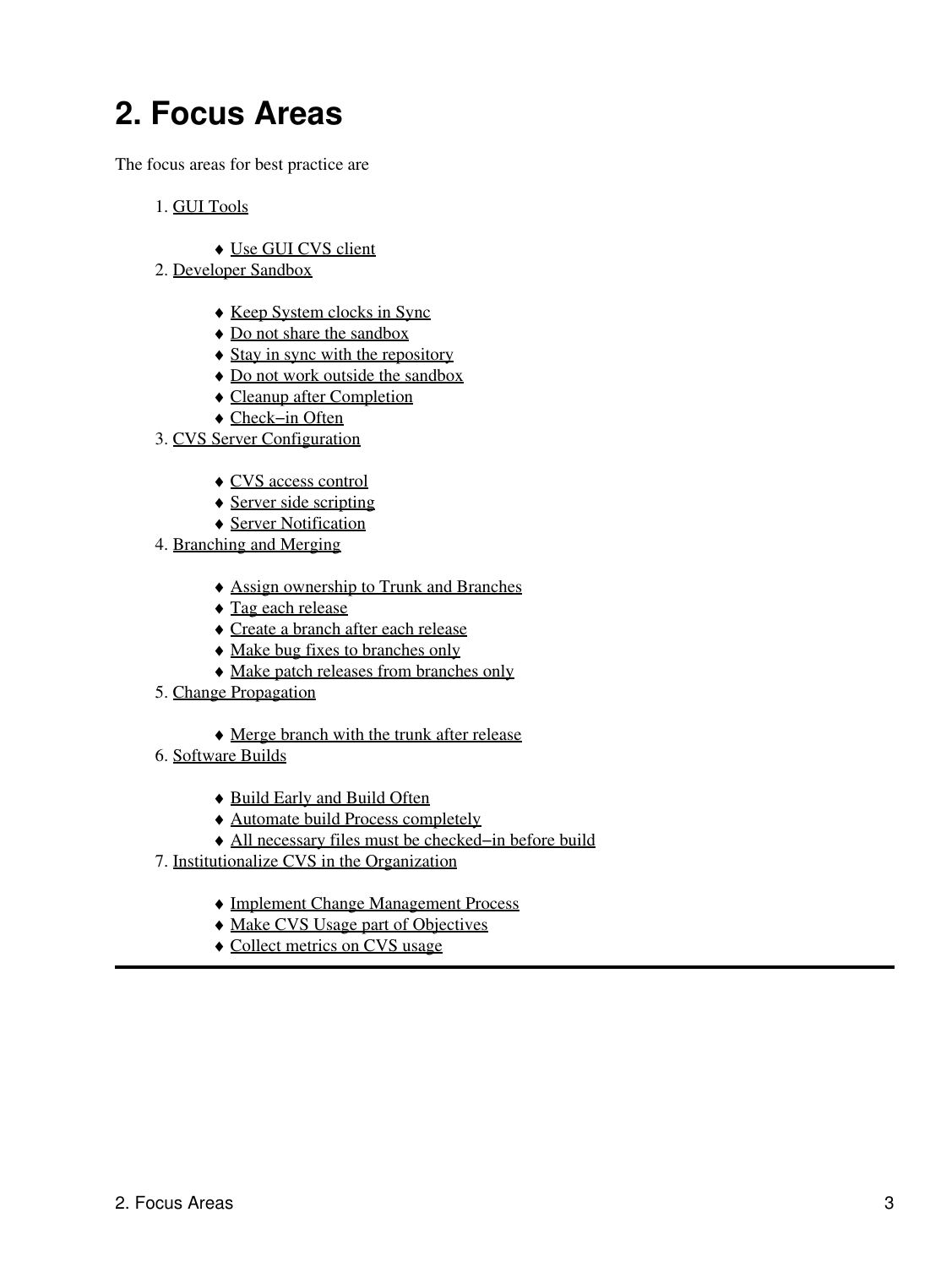# 2. Focus Areas

The focus areas for best practice are

1. GUI Tools
    - Use GUI CVS client
2. Developer Sandbox
    - Keep System clocks in Sync
    - Do not share the sandbox
    - Stay in sync with the repository
    - Do not work outside the sandbox
    - Cleanup after Completion
    - Check−in Often
3. CVS Server Configuration
    - CVS access control
    - Server side scripting
    - Server Notification
4. Branching and Merging
    - Assign ownership to Trunk and Branches
    - Tag each release
    - Create a branch after each release
    - Make bug fixes to branches only
    - Make patch releases from branches only
5. Change Propagation
    - Merge branch with the trunk after release
6. Software Builds
    - Build Early and Build Often
    - Automate build Process completely
    - All necessary files must be checked−in before build
7. Institutionalize CVS in the Organization
    - Implement Change Management Process
    - Make CVS Usage part of Objectives
    - Collect metrics on CVS usage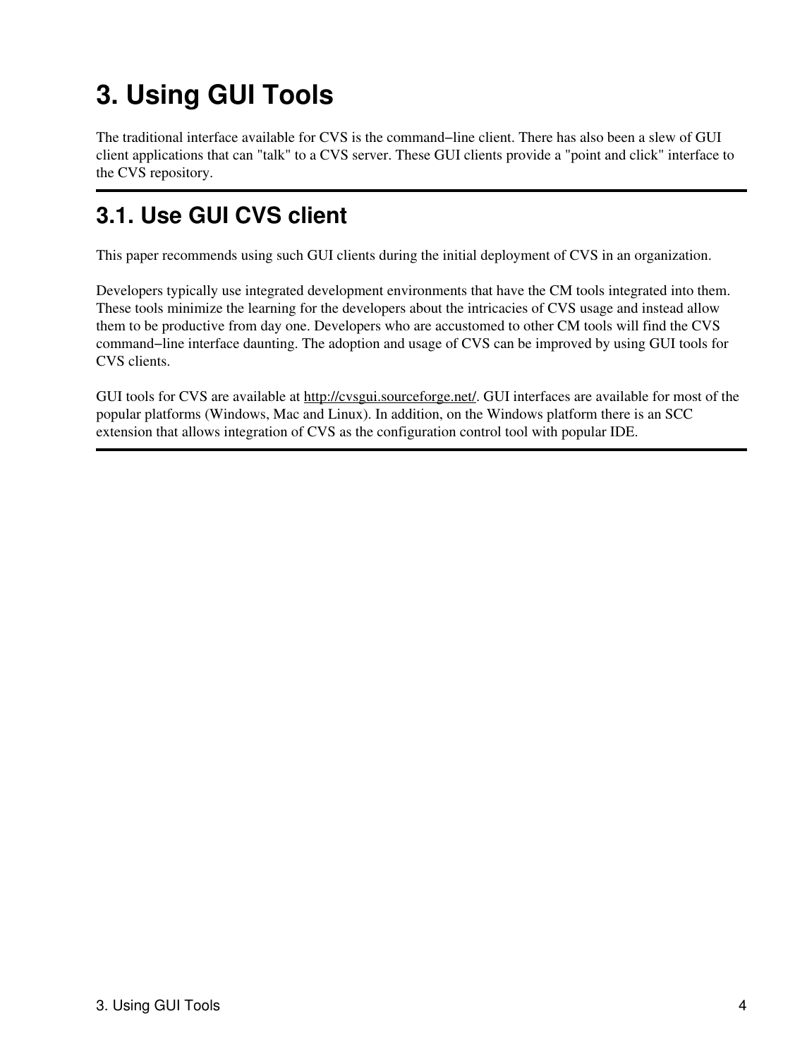# 3. Using GUI Tools

The traditional interface available for CVS is the command−line client. There has also been a slew of GUI client applications that can "talk" to a CVS server. These GUI clients provide a "point and click" interface to the CVS repository.

## 3.1. Use GUI CVS client

This paper recommends using such GUI clients during the initial deployment of CVS in an organization.

Developers typically use integrated development environments that have the CM tools integrated into them. These tools minimize the learning for the developers about the intricacies of CVS usage and instead allow them to be productive from day one. Developers who are accustomed to other CM tools will find the CVS command−line interface daunting. The adoption and usage of CVS can be improved by using GUI tools for CVS clients.

GUI tools for CVS are available at http://cvsgui.sourceforge.net/. GUI interfaces are available for most of the popular platforms (Windows, Mac and Linux). In addition, on the Windows platform there is an SCC extension that allows integration of CVS as the configuration control tool with popular IDE.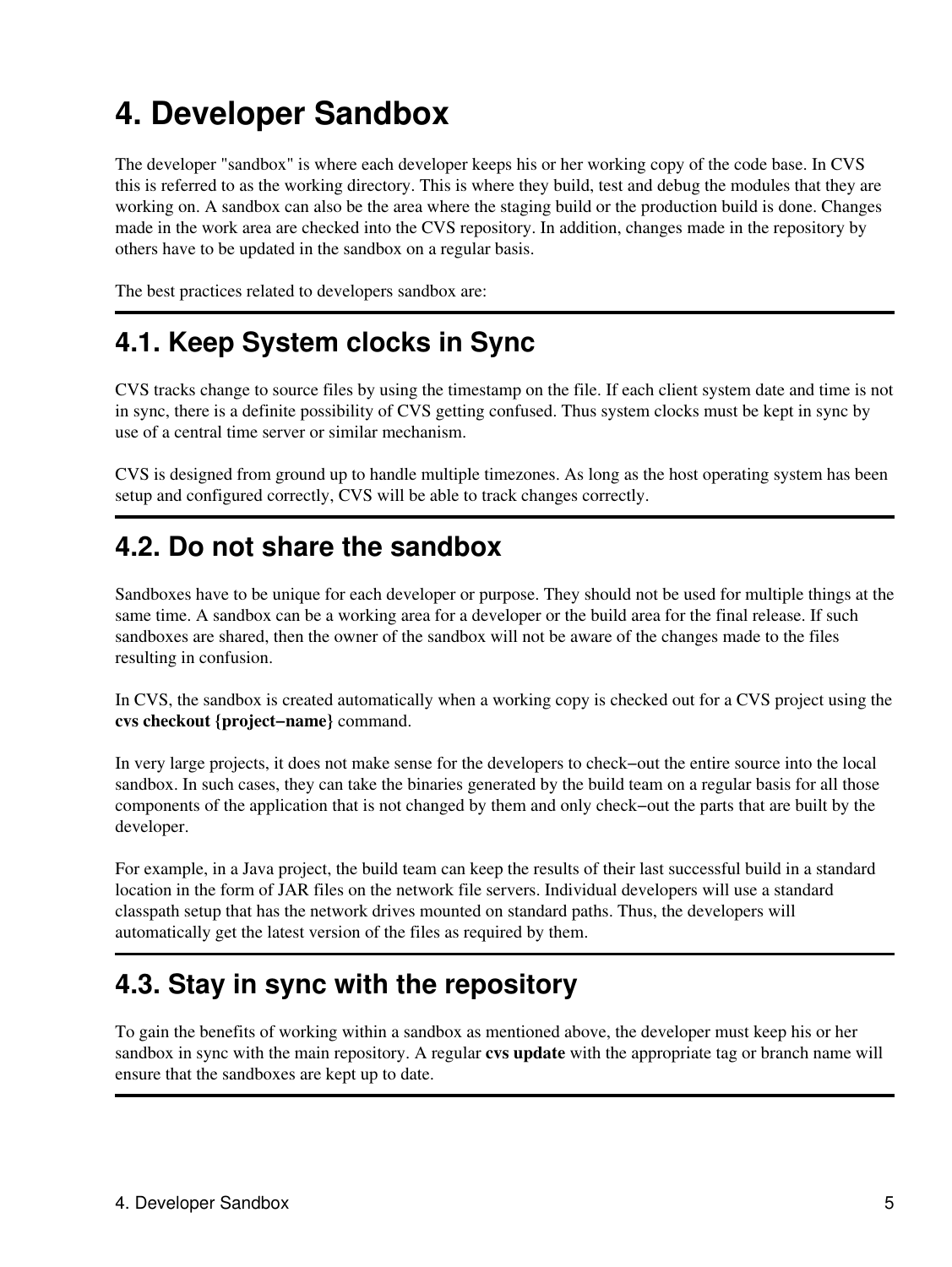# 4. Developer Sandbox

The developer "sandbox" is where each developer keeps his or her working copy of the code base. In CVS this is referred to as the working directory. This is where they build, test and debug the modules that they are working on. A sandbox can also be the area where the staging build or the production build is done. Changes made in the work area are checked into the CVS repository. In addition, changes made in the repository by others have to be updated in the sandbox on a regular basis.

The best practices related to developers sandbox are:

## 4.1. Keep System clocks in Sync

CVS tracks change to source files by using the timestamp on the file. If each client system date and time is not in sync, there is a definite possibility of CVS getting confused. Thus system clocks must be kept in sync by use of a central time server or similar mechanism.

CVS is designed from ground up to handle multiple timezones. As long as the host operating system has been setup and configured correctly, CVS will be able to track changes correctly.

## 4.2. Do not share the sandbox

Sandboxes have to be unique for each developer or purpose. They should not be used for multiple things at the same time. A sandbox can be a working area for a developer or the build area for the final release. If such sandboxes are shared, then the owner of the sandbox will not be aware of the changes made to the files resulting in confusion.

In CVS, the sandbox is created automatically when a working copy is checked out for a CVS project using the **cvs checkout {project−name}** command.

In very large projects, it does not make sense for the developers to check−out the entire source into the local sandbox. In such cases, they can take the binaries generated by the build team on a regular basis for all those components of the application that is not changed by them and only check−out the parts that are built by the developer.

For example, in a Java project, the build team can keep the results of their last successful build in a standard location in the form of JAR files on the network file servers. Individual developers will use a standard classpath setup that has the network drives mounted on standard paths. Thus, the developers will automatically get the latest version of the files as required by them.

## 4.3. Stay in sync with the repository

To gain the benefits of working within a sandbox as mentioned above, the developer must keep his or her sandbox in sync with the main repository. A regular **cvs update** with the appropriate tag or branch name will ensure that the sandboxes are kept up to date.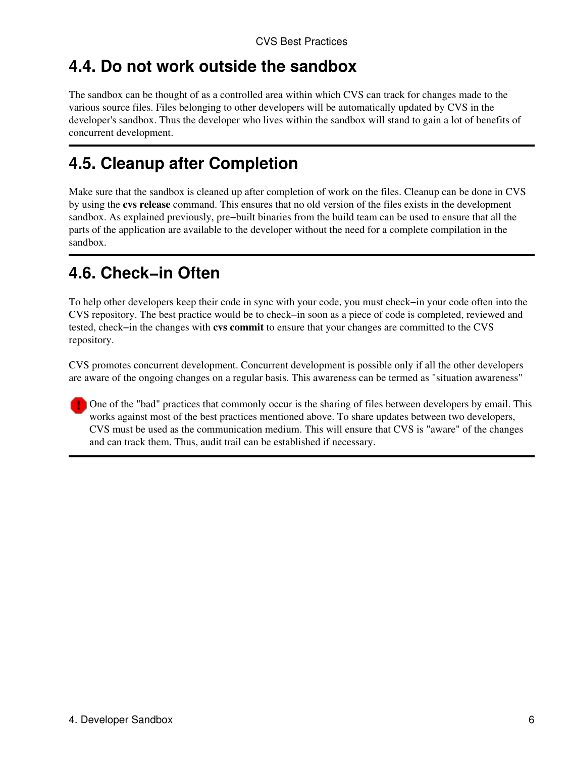## 4.4. Do not work outside the sandbox

The sandbox can be thought of as a controlled area within which CVS can track for changes made to the various source files. Files belonging to other developers will be automatically updated by CVS in the developer's sandbox. Thus the developer who lives within the sandbox will stand to gain a lot of benefits of concurrent development.

## 4.5. Cleanup after Completion

Make sure that the sandbox is cleaned up after completion of work on the files. Cleanup can be done in CVS by using the **cvs release** command. This ensures that no old version of the files exists in the development sandbox. As explained previously, pre−built binaries from the build team can be used to ensure that all the parts of the application are available to the developer without the need for a complete compilation in the sandbox.

## 4.6. Check−in Often

To help other developers keep their code in sync with your code, you must check−in your code often into the CVS repository. The best practice would be to check−in soon as a piece of code is completed, reviewed and tested, check−in the changes with **cvs commit** to ensure that your changes are committed to the CVS repository.

CVS promotes concurrent development. Concurrent development is possible only if all the other developers are aware of the ongoing changes on a regular basis. This awareness can be termed as "situation awareness"

One of the "bad" practices that commonly occur is the sharing of files between developers by email. This works against most of the best practices mentioned above. To share updates between two developers, CVS must be used as the communication medium. This will ensure that CVS is "aware" of the changes and can track them. Thus, audit trail can be established if necessary.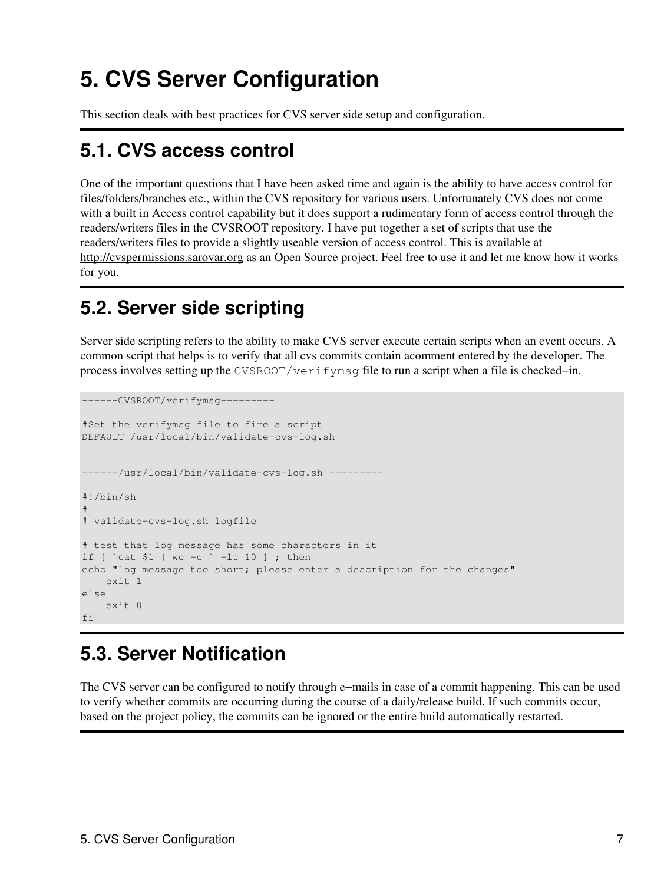# 5. CVS Server Configuration

This section deals with best practices for CVS server side setup and configuration.

## 5.1. CVS access control

One of the important questions that I have been asked time and again is the ability to have access control for files/folders/branches etc., within the CVS repository for various users. Unfortunately CVS does not come with a built in Access control capability but it does support a rudimentary form of access control through the readers/writers files in the CVSROOT repository. I have put together a set of scripts that use the readers/writers files to provide a slightly useable version of access control. This is available at http://cvspermissions.sarovar.org as an Open Source project. Feel free to use it and let me know how it works for you.

## 5.2. Server side scripting

Server side scripting refers to the ability to make CVS server execute certain scripts when an event occurs. A common script that helps is to verify that all cvs commits contain acomment entered by the developer. The process involves setting up the `CVSROOT/verifymsg` file to run a script when a file is checked−in.

```
------CVSROOT/verifymsg---------

#Set the verifymsg file to fire a script
DEFAULT /usr/local/bin/validate-cvs-log.sh


------/usr/local/bin/validate-cvs-log.sh ---------

#!/bin/sh
#
# validate-cvs-log.sh logfile

# test that log message has some characters in it
if [ `cat $1 | wc -c ` -lt 10 ] ; then
echo "log message too short; please enter a description for the changes"
    exit 1
else
    exit 0
fi
```

## 5.3. Server Notification

The CVS server can be configured to notify through e−mails in case of a commit happening. This can be used to verify whether commits are occurring during the course of a daily/release build. If such commits occur, based on the project policy, the commits can be ignored or the entire build automatically restarted.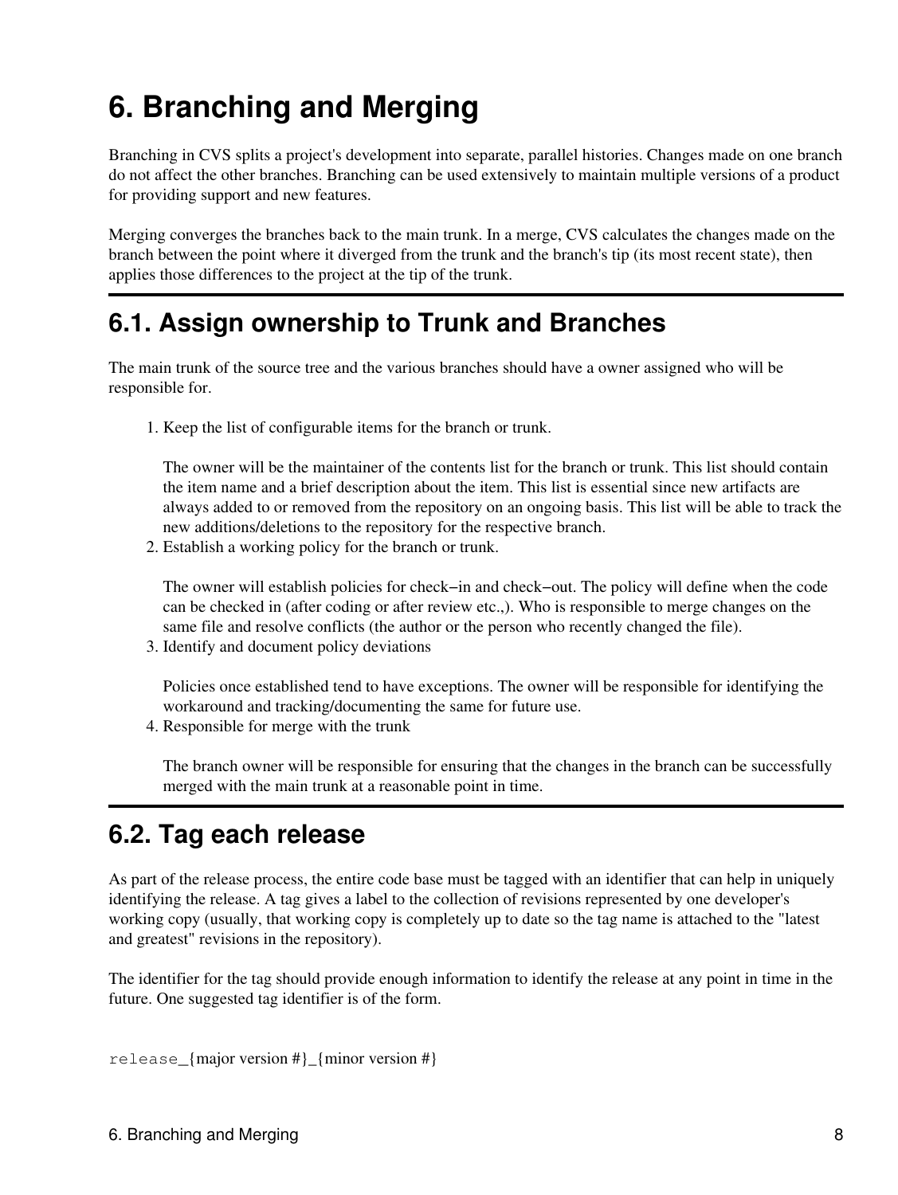# 6. Branching and Merging

Branching in CVS splits a project's development into separate, parallel histories. Changes made on one branch do not affect the other branches. Branching can be used extensively to maintain multiple versions of a product for providing support and new features.

Merging converges the branches back to the main trunk. In a merge, CVS calculates the changes made on the branch between the point where it diverged from the trunk and the branch's tip (its most recent state), then applies those differences to the project at the tip of the trunk.

## 6.1. Assign ownership to Trunk and Branches

The main trunk of the source tree and the various branches should have a owner assigned who will be responsible for.

1. Keep the list of configurable items for the branch or trunk.

   The owner will be the maintainer of the contents list for the branch or trunk. This list should contain the item name and a brief description about the item. This list is essential since new artifacts are always added to or removed from the repository on an ongoing basis. This list will be able to track the new additions/deletions to the repository for the respective branch.
2. Establish a working policy for the branch or trunk.

   The owner will establish policies for check−in and check−out. The policy will define when the code can be checked in (after coding or after review etc.,). Who is responsible to merge changes on the same file and resolve conflicts (the author or the person who recently changed the file).
3. Identify and document policy deviations

   Policies once established tend to have exceptions. The owner will be responsible for identifying the workaround and tracking/documenting the same for future use.
4. Responsible for merge with the trunk

   The branch owner will be responsible for ensuring that the changes in the branch can be successfully merged with the main trunk at a reasonable point in time.

## 6.2. Tag each release

As part of the release process, the entire code base must be tagged with an identifier that can help in uniquely identifying the release. A tag gives a label to the collection of revisions represented by one developer's working copy (usually, that working copy is completely up to date so the tag name is attached to the "latest and greatest" revisions in the repository).

The identifier for the tag should provide enough information to identify the release at any point in time in the future. One suggested tag identifier is of the form.

```
release_{major version #}_{minor version #}
```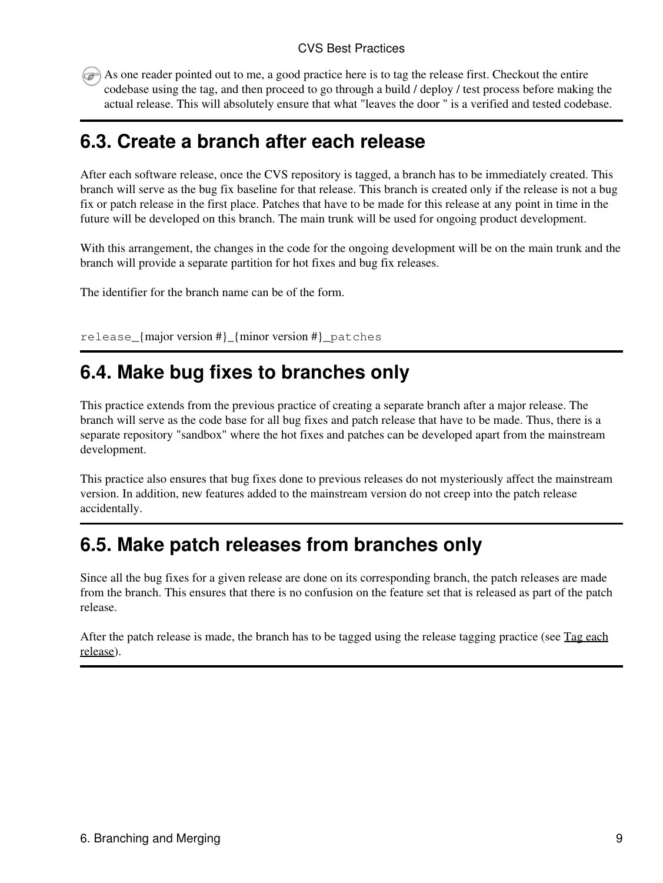As one reader pointed out to me, a good practice here is to tag the release first. Checkout the entire codebase using the tag, and then proceed to go through a build / deploy / test process before making the actual release. This will absolutely ensure that what "leaves the door " is a verified and tested codebase.

## 6.3. Create a branch after each release

After each software release, once the CVS repository is tagged, a branch has to be immediately created. This branch will serve as the bug fix baseline for that release. This branch is created only if the release is not a bug fix or patch release in the first place. Patches that have to be made for this release at any point in time in the future will be developed on this branch. The main trunk will be used for ongoing product development.

With this arrangement, the changes in the code for the ongoing development will be on the main trunk and the branch will provide a separate partition for hot fixes and bug fix releases.

The identifier for the branch name can be of the form.

```
release_{major version #}_{minor version #}_patches
```

## 6.4. Make bug fixes to branches only

This practice extends from the previous practice of creating a separate branch after a major release. The branch will serve as the code base for all bug fixes and patch release that have to be made. Thus, there is a separate repository "sandbox" where the hot fixes and patches can be developed apart from the mainstream development.

This practice also ensures that bug fixes done to previous releases do not mysteriously affect the mainstream version. In addition, new features added to the mainstream version do not creep into the patch release accidentally.

## 6.5. Make patch releases from branches only

Since all the bug fixes for a given release are done on its corresponding branch, the patch releases are made from the branch. This ensures that there is no confusion on the feature set that is released as part of the patch release.

After the patch release is made, the branch has to be tagged using the release tagging practice (see Tag each release).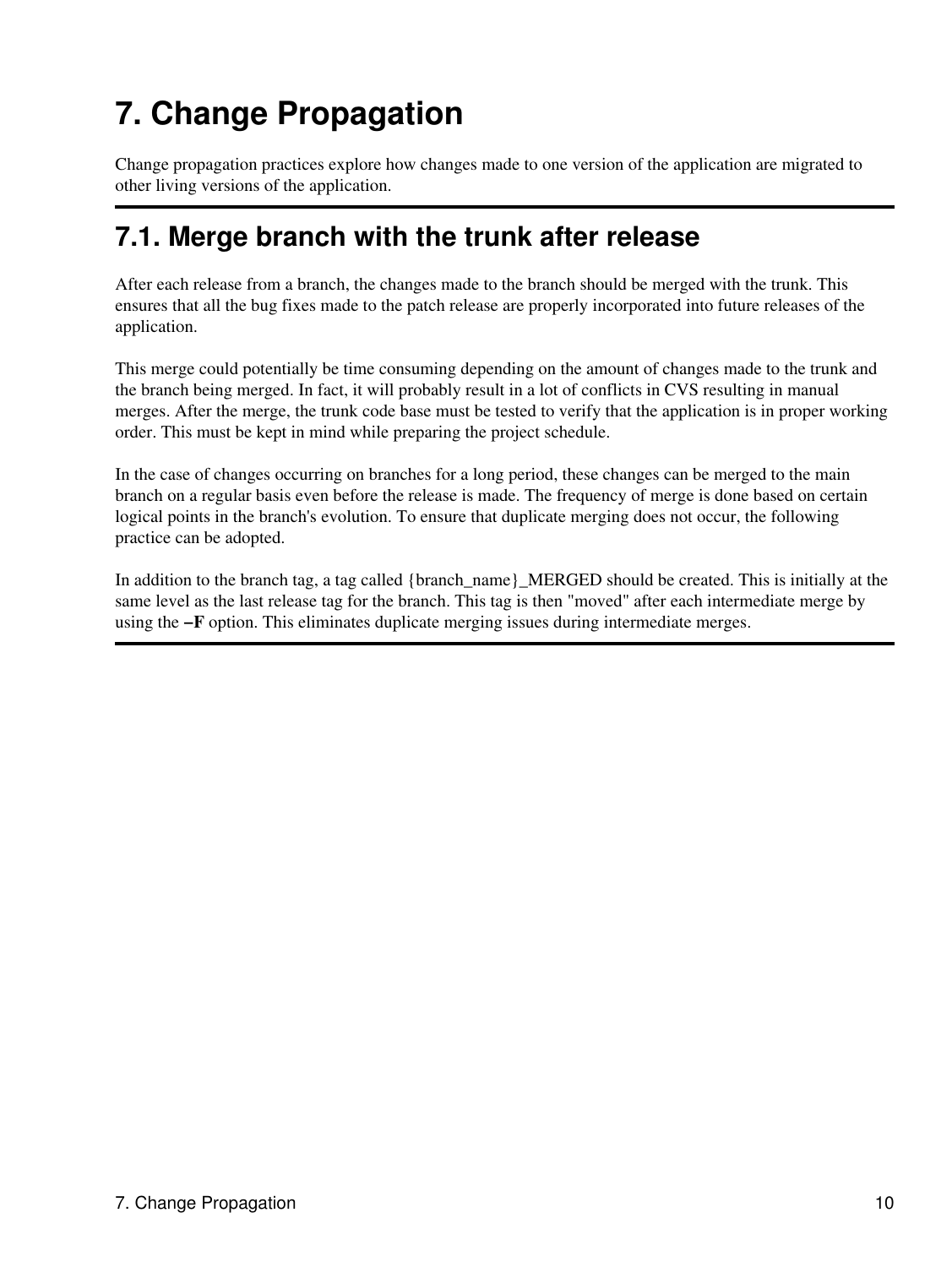# 7. Change Propagation

Change propagation practices explore how changes made to one version of the application are migrated to other living versions of the application.

---

## 7.1. Merge branch with the trunk after release

After each release from a branch, the changes made to the branch should be merged with the trunk. This ensures that all the bug fixes made to the patch release are properly incorporated into future releases of the application.

This merge could potentially be time consuming depending on the amount of changes made to the trunk and the branch being merged. In fact, it will probably result in a lot of conflicts in CVS resulting in manual merges. After the merge, the trunk code base must be tested to verify that the application is in proper working order. This must be kept in mind while preparing the project schedule.

In the case of changes occurring on branches for a long period, these changes can be merged to the main branch on a regular basis even before the release is made. The frequency of merge is done based on certain logical points in the branch's evolution. To ensure that duplicate merging does not occur, the following practice can be adopted.

In addition to the branch tag, a tag called {branch_name}_MERGED should be created. This is initially at the same level as the last release tag for the branch. This tag is then "moved" after each intermediate merge by using the **–F** option. This eliminates duplicate merging issues during intermediate merges.

---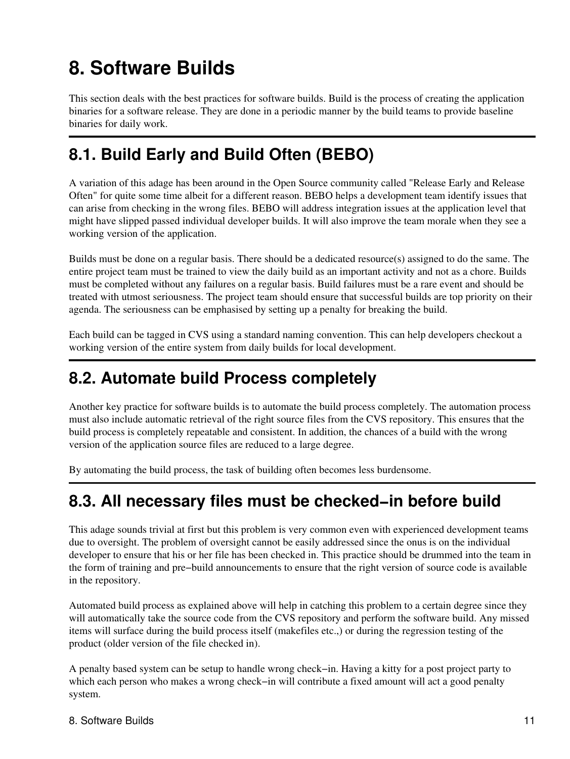# 8. Software Builds

This section deals with the best practices for software builds. Build is the process of creating the application binaries for a software release. They are done in a periodic manner by the build teams to provide baseline binaries for daily work.

## 8.1. Build Early and Build Often (BEBO)

A variation of this adage has been around in the Open Source community called "Release Early and Release Often" for quite some time albeit for a different reason. BEBO helps a development team identify issues that can arise from checking in the wrong files. BEBO will address integration issues at the application level that might have slipped passed individual developer builds. It will also improve the team morale when they see a working version of the application.

Builds must be done on a regular basis. There should be a dedicated resource(s) assigned to do the same. The entire project team must be trained to view the daily build as an important activity and not as a chore. Builds must be completed without any failures on a regular basis. Build failures must be a rare event and should be treated with utmost seriousness. The project team should ensure that successful builds are top priority on their agenda. The seriousness can be emphasised by setting up a penalty for breaking the build.

Each build can be tagged in CVS using a standard naming convention. This can help developers checkout a working version of the entire system from daily builds for local development.

## 8.2. Automate build Process completely

Another key practice for software builds is to automate the build process completely. The automation process must also include automatic retrieval of the right source files from the CVS repository. This ensures that the build process is completely repeatable and consistent. In addition, the chances of a build with the wrong version of the application source files are reduced to a large degree.

By automating the build process, the task of building often becomes less burdensome.

## 8.3. All necessary files must be checked−in before build

This adage sounds trivial at first but this problem is very common even with experienced development teams due to oversight. The problem of oversight cannot be easily addressed since the onus is on the individual developer to ensure that his or her file has been checked in. This practice should be drummed into the team in the form of training and pre−build announcements to ensure that the right version of source code is available in the repository.

Automated build process as explained above will help in catching this problem to a certain degree since they will automatically take the source code from the CVS repository and perform the software build. Any missed items will surface during the build process itself (makefiles etc.,) or during the regression testing of the product (older version of the file checked in).

A penalty based system can be setup to handle wrong check−in. Having a kitty for a post project party to which each person who makes a wrong check−in will contribute a fixed amount will act a good penalty system.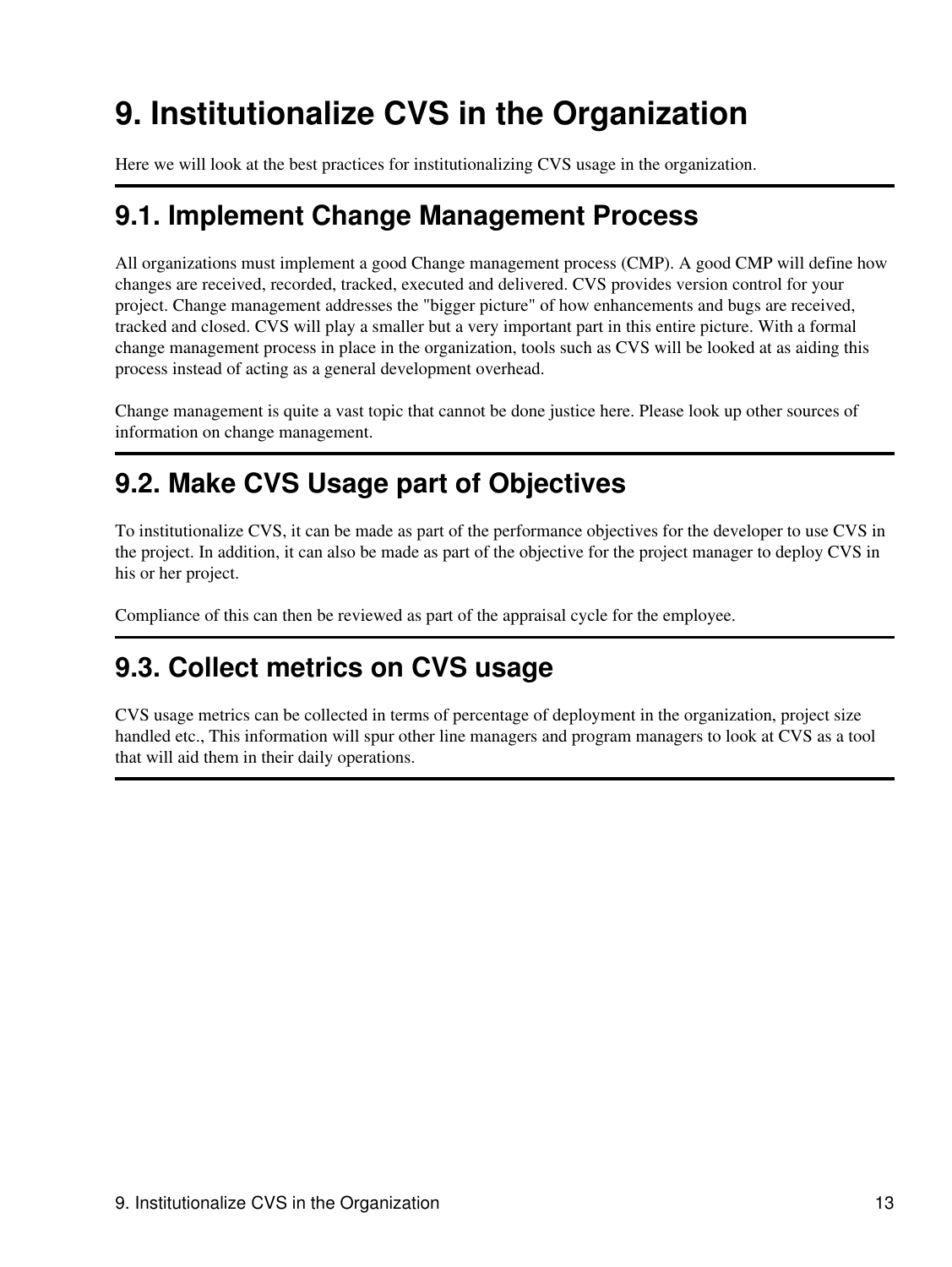# 9. Institutionalize CVS in the Organization

Here we will look at the best practices for institutionalizing CVS usage in the organization.

## 9.1. Implement Change Management Process

All organizations must implement a good Change management process (CMP). A good CMP will define how changes are received, recorded, tracked, executed and delivered. CVS provides version control for your project. Change management addresses the "bigger picture" of how enhancements and bugs are received, tracked and closed. CVS will play a smaller but a very important part in this entire picture. With a formal change management process in place in the organization, tools such as CVS will be looked at as aiding this process instead of acting as a general development overhead.

Change management is quite a vast topic that cannot be done justice here. Please look up other sources of information on change management.

## 9.2. Make CVS Usage part of Objectives

To institutionalize CVS, it can be made as part of the performance objectives for the developer to use CVS in the project. In addition, it can also be made as part of the objective for the project manager to deploy CVS in his or her project.

Compliance of this can then be reviewed as part of the appraisal cycle for the employee.

## 9.3. Collect metrics on CVS usage

CVS usage metrics can be collected in terms of percentage of deployment in the organization, project size handled etc., This information will spur other line managers and program managers to look at CVS as a tool that will aid them in their daily operations.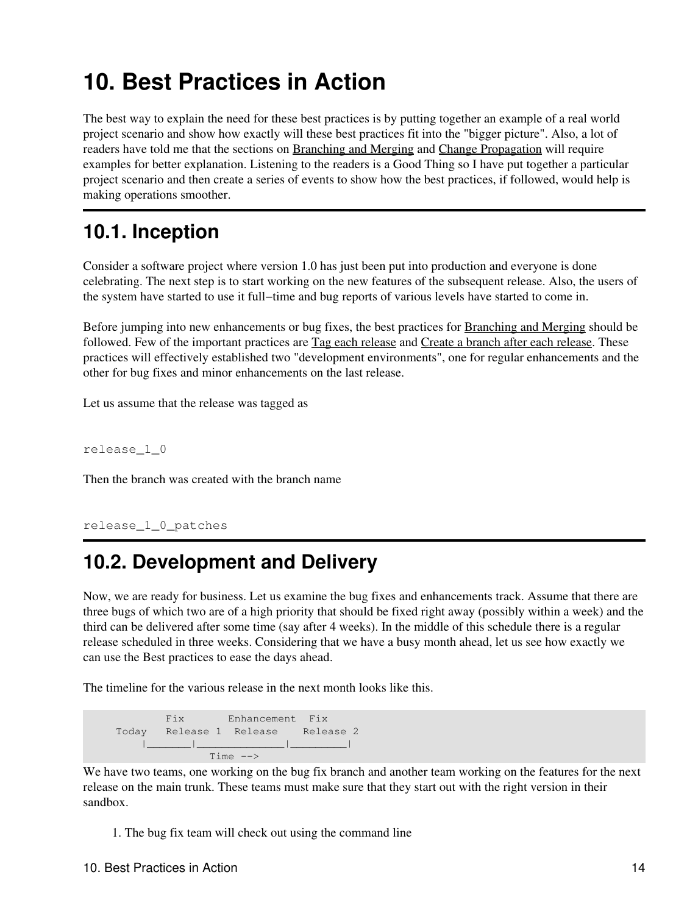# 10. Best Practices in Action

The best way to explain the need for these best practices is by putting together an example of a real world project scenario and show how exactly will these best practices fit into the "bigger picture". Also, a lot of readers have told me that the sections on Branching and Merging and Change Propagation will require examples for better explanation. Listening to the readers is a Good Thing so I have put together a particular project scenario and then create a series of events to show how the best practices, if followed, would help is making operations smoother.

## 10.1. Inception

Consider a software project where version 1.0 has just been put into production and everyone is done celebrating. The next step is to start working on the new features of the subsequent release. Also, the users of the system have started to use it full−time and bug reports of various levels have started to come in.

Before jumping into new enhancements or bug fixes, the best practices for Branching and Merging should be followed. Few of the important practices are Tag each release and Create a branch after each release. These practices will effectively established two "development environments", one for regular enhancements and the other for bug fixes and minor enhancements on the last release.

Let us assume that the release was tagged as

```
release_1_0
```

Then the branch was created with the branch name

```
release_1_0_patches
```

## 10.2. Development and Delivery

Now, we are ready for business. Let us examine the bug fixes and enhancements track. Assume that there are three bugs of which two are of a high priority that should be fixed right away (possibly within a week) and the third can be delivered after some time (say after 4 weeks). In the middle of this schedule there is a regular release scheduled in three weeks. Considering that we have a busy month ahead, let us see how exactly we can use the Best practices to ease the days ahead.

The timeline for the various release in the next month looks like this.

```
           Fix       Enhancement  Fix
     Today   Release 1  Release    Release 2
        |_______|______________|_________|
                   Time -->
```

We have two teams, one working on the bug fix branch and another team working on the features for the next release on the main trunk. These teams must make sure that they start out with the right version in their sandbox.

1. The bug fix team will check out using the command line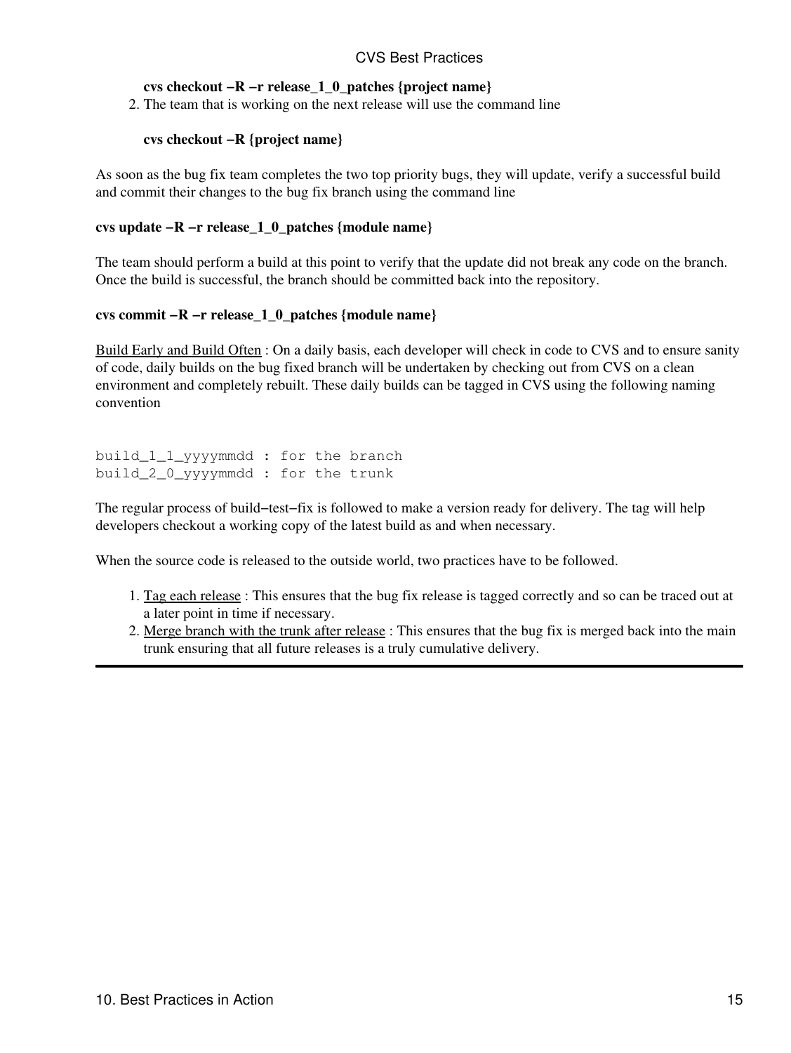**cvs checkout −R −r release_1_0_patches {project name}**

2. The team that is working on the next release will use the command line

   **cvs checkout −R {project name}**

As soon as the bug fix team completes the two top priority bugs, they will update, verify a successful build and commit their changes to the bug fix branch using the command line

**cvs update −R −r release_1_0_patches {module name}**

The team should perform a build at this point to verify that the update did not break any code on the branch. Once the build is successful, the branch should be committed back into the repository.

**cvs commit −R −r release_1_0_patches {module name}**

Build Early and Build Often : On a daily basis, each developer will check in code to CVS and to ensure sanity of code, daily builds on the bug fixed branch will be undertaken by checking out from CVS on a clean environment and completely rebuilt. These daily builds can be tagged in CVS using the following naming convention

```
build_1_1_yyyymmdd : for the branch
build_2_0_yyyymmdd : for the trunk
```

The regular process of build−test−fix is followed to make a version ready for delivery. The tag will help developers checkout a working copy of the latest build as and when necessary.

When the source code is released to the outside world, two practices have to be followed.

1. Tag each release : This ensures that the bug fix release is tagged correctly and so can be traced out at a later point in time if necessary.
2. Merge branch with the trunk after release : This ensures that the bug fix is merged back into the main trunk ensuring that all future releases is a truly cumulative delivery.

---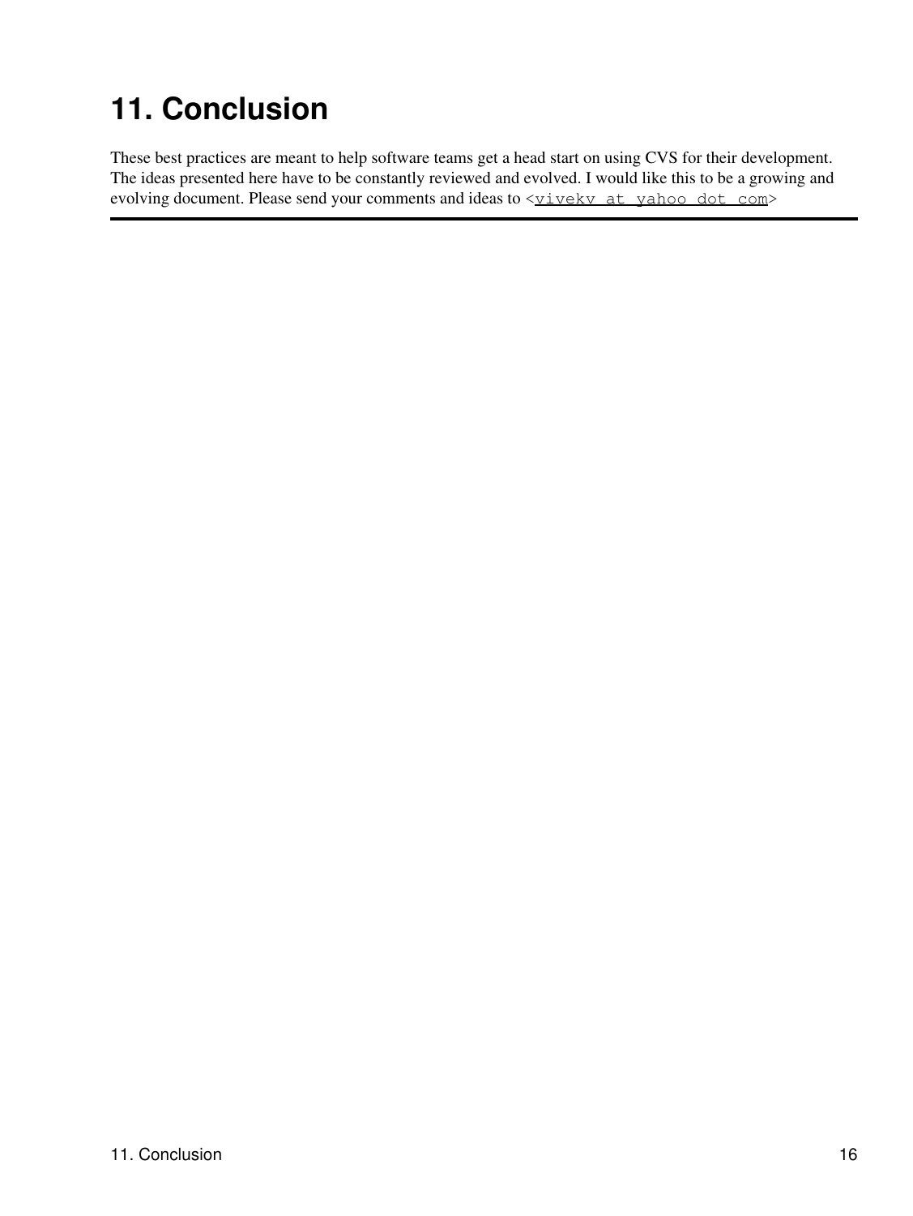# 11. Conclusion

These best practices are meant to help software teams get a head start on using CVS for their development. The ideas presented here have to be constantly reviewed and evolved. I would like this to be a growing and evolving document. Please send your comments and ideas to <vivekv at yahoo dot com>

---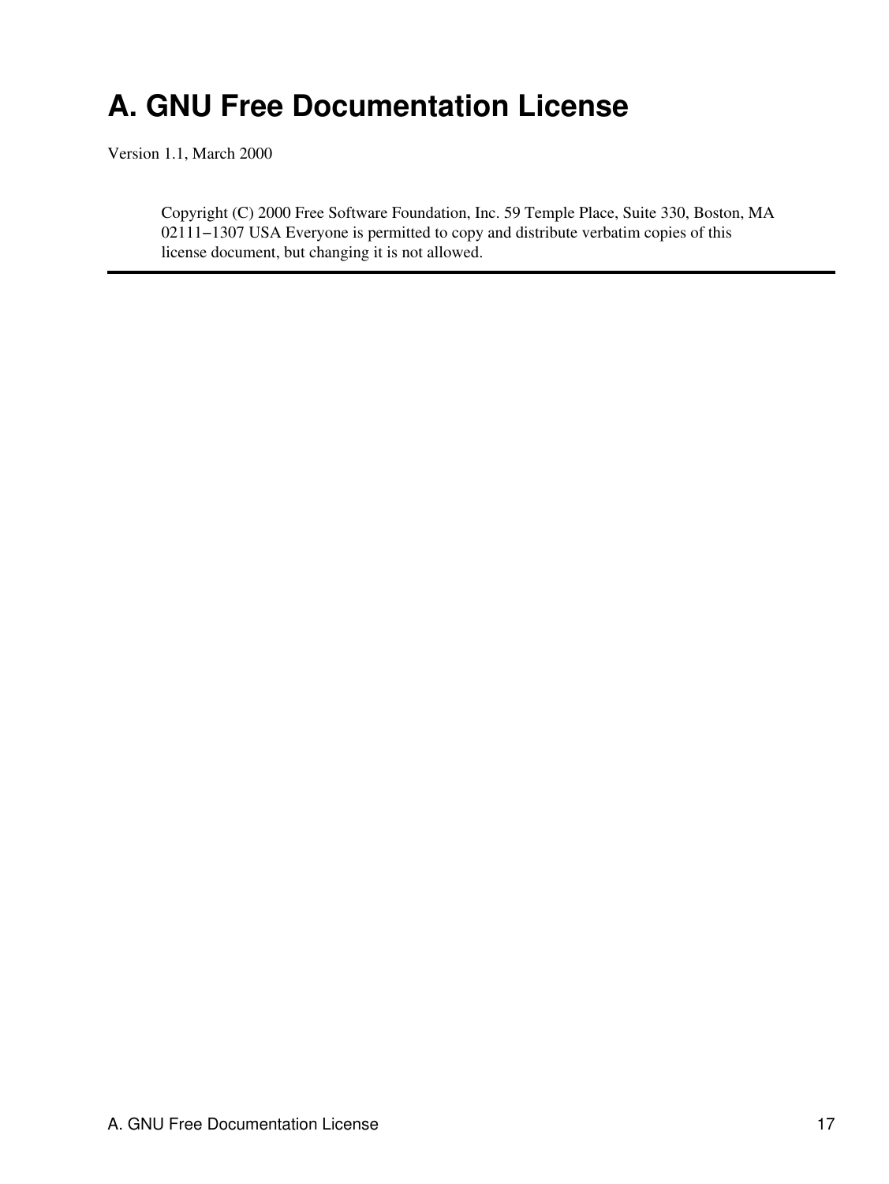# A. GNU Free Documentation License

Version 1.1, March 2000

> Copyright (C) 2000 Free Software Foundation, Inc. 59 Temple Place, Suite 330, Boston, MA 02111−1307 USA Everyone is permitted to copy and distribute verbatim copies of this license document, but changing it is not allowed.

---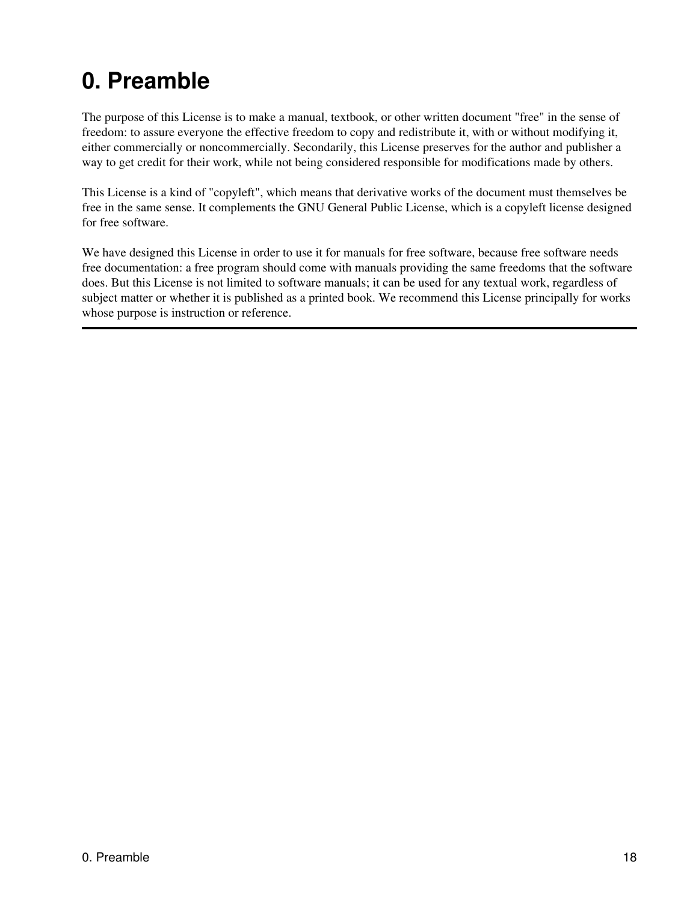# 0. Preamble

The purpose of this License is to make a manual, textbook, or other written document "free" in the sense of freedom: to assure everyone the effective freedom to copy and redistribute it, with or without modifying it, either commercially or noncommercially. Secondarily, this License preserves for the author and publisher a way to get credit for their work, while not being considered responsible for modifications made by others.

This License is a kind of "copyleft", which means that derivative works of the document must themselves be free in the same sense. It complements the GNU General Public License, which is a copyleft license designed for free software.

We have designed this License in order to use it for manuals for free software, because free software needs free documentation: a free program should come with manuals providing the same freedoms that the software does. But this License is not limited to software manuals; it can be used for any textual work, regardless of subject matter or whether it is published as a printed book. We recommend this License principally for works whose purpose is instruction or reference.

---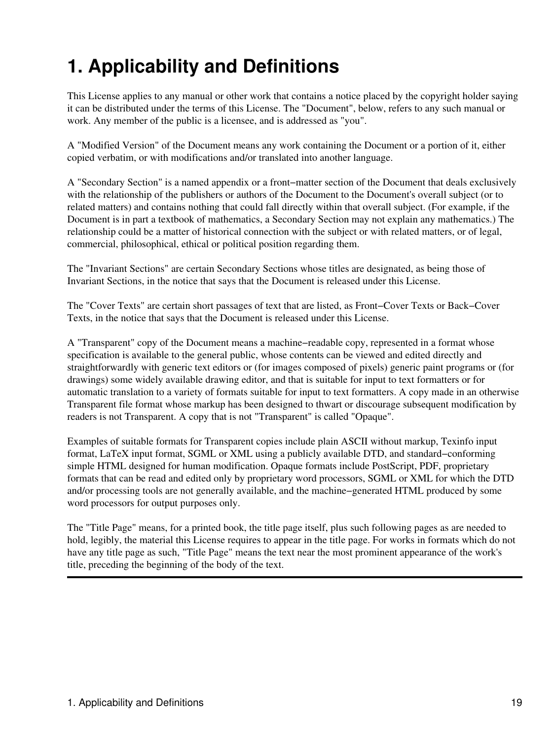# 1. Applicability and Definitions

This License applies to any manual or other work that contains a notice placed by the copyright holder saying it can be distributed under the terms of this License. The "Document", below, refers to any such manual or work. Any member of the public is a licensee, and is addressed as "you".

A "Modified Version" of the Document means any work containing the Document or a portion of it, either copied verbatim, or with modifications and/or translated into another language.

A "Secondary Section" is a named appendix or a front−matter section of the Document that deals exclusively with the relationship of the publishers or authors of the Document to the Document's overall subject (or to related matters) and contains nothing that could fall directly within that overall subject. (For example, if the Document is in part a textbook of mathematics, a Secondary Section may not explain any mathematics.) The relationship could be a matter of historical connection with the subject or with related matters, or of legal, commercial, philosophical, ethical or political position regarding them.

The "Invariant Sections" are certain Secondary Sections whose titles are designated, as being those of Invariant Sections, in the notice that says that the Document is released under this License.

The "Cover Texts" are certain short passages of text that are listed, as Front−Cover Texts or Back−Cover Texts, in the notice that says that the Document is released under this License.

A "Transparent" copy of the Document means a machine−readable copy, represented in a format whose specification is available to the general public, whose contents can be viewed and edited directly and straightforwardly with generic text editors or (for images composed of pixels) generic paint programs or (for drawings) some widely available drawing editor, and that is suitable for input to text formatters or for automatic translation to a variety of formats suitable for input to text formatters. A copy made in an otherwise Transparent file format whose markup has been designed to thwart or discourage subsequent modification by readers is not Transparent. A copy that is not "Transparent" is called "Opaque".

Examples of suitable formats for Transparent copies include plain ASCII without markup, Texinfo input format, LaTeX input format, SGML or XML using a publicly available DTD, and standard−conforming simple HTML designed for human modification. Opaque formats include PostScript, PDF, proprietary formats that can be read and edited only by proprietary word processors, SGML or XML for which the DTD and/or processing tools are not generally available, and the machine−generated HTML produced by some word processors for output purposes only.

The "Title Page" means, for a printed book, the title page itself, plus such following pages as are needed to hold, legibly, the material this License requires to appear in the title page. For works in formats which do not have any title page as such, "Title Page" means the text near the most prominent appearance of the work's title, preceding the beginning of the body of the text.

---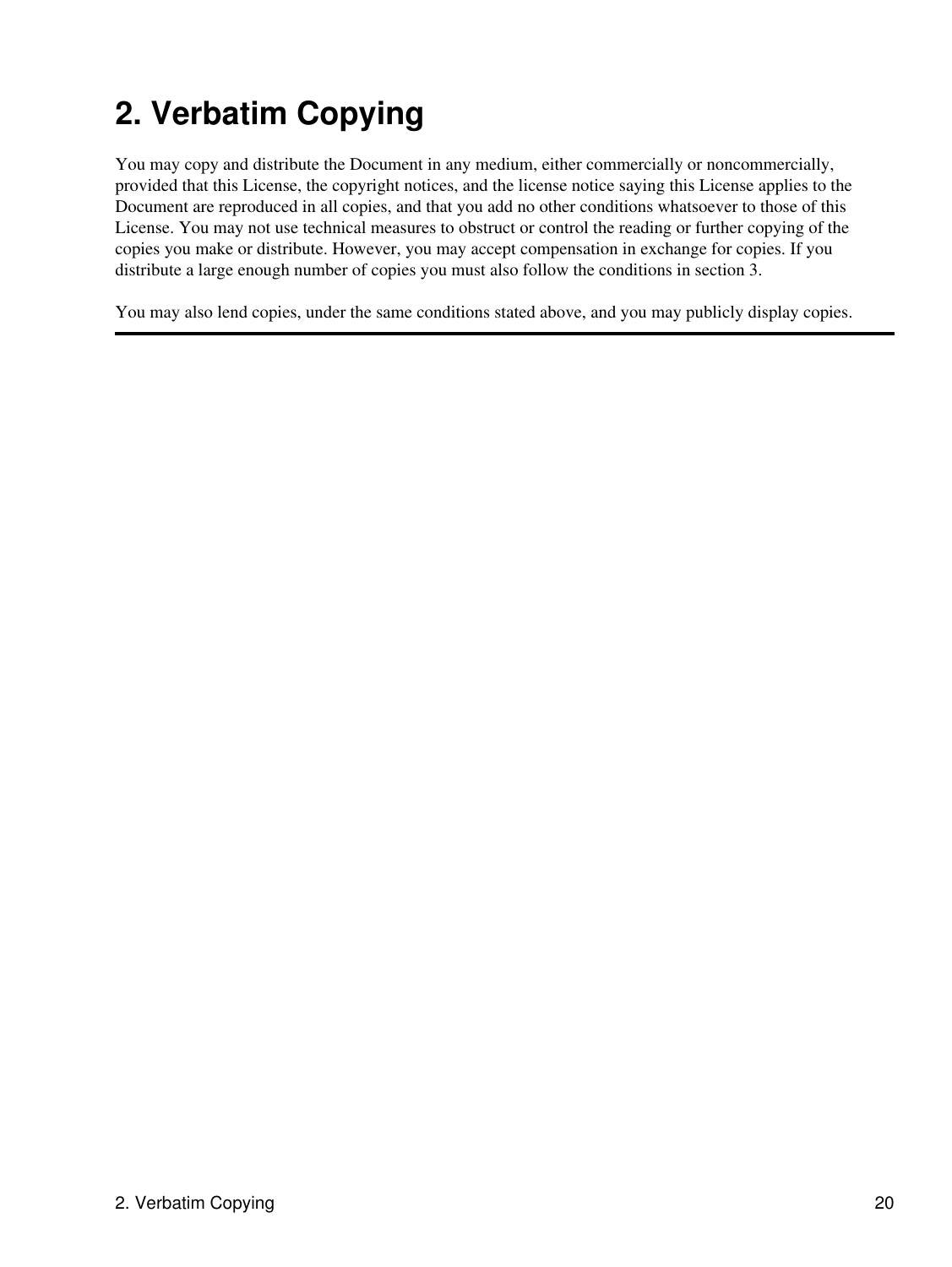# 2. Verbatim Copying

You may copy and distribute the Document in any medium, either commercially or noncommercially, provided that this License, the copyright notices, and the license notice saying this License applies to the Document are reproduced in all copies, and that you add no other conditions whatsoever to those of this License. You may not use technical measures to obstruct or control the reading or further copying of the copies you make or distribute. However, you may accept compensation in exchange for copies. If you distribute a large enough number of copies you must also follow the conditions in section 3.

You may also lend copies, under the same conditions stated above, and you may publicly display copies.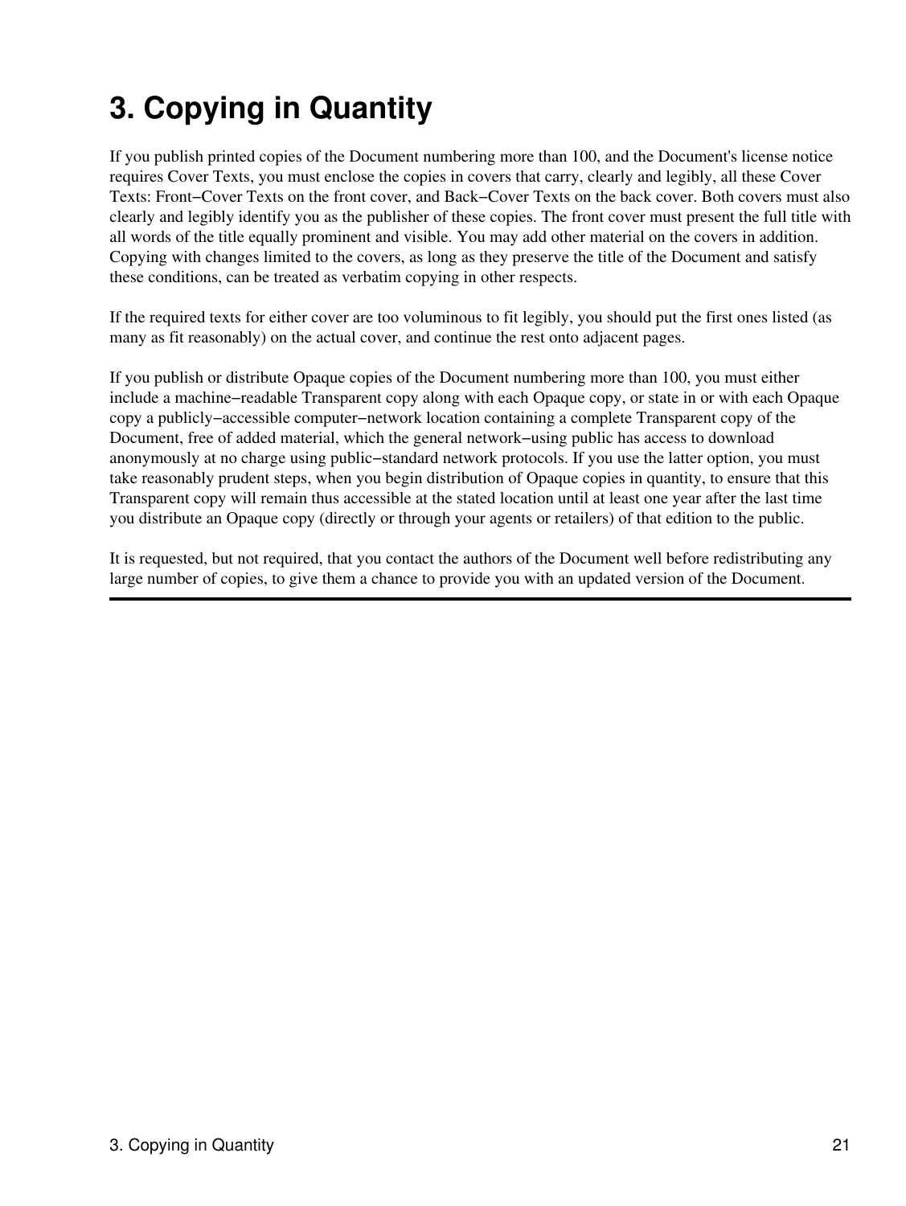# 3. Copying in Quantity

If you publish printed copies of the Document numbering more than 100, and the Document's license notice requires Cover Texts, you must enclose the copies in covers that carry, clearly and legibly, all these Cover Texts: Front−Cover Texts on the front cover, and Back−Cover Texts on the back cover. Both covers must also clearly and legibly identify you as the publisher of these copies. The front cover must present the full title with all words of the title equally prominent and visible. You may add other material on the covers in addition. Copying with changes limited to the covers, as long as they preserve the title of the Document and satisfy these conditions, can be treated as verbatim copying in other respects.

If the required texts for either cover are too voluminous to fit legibly, you should put the first ones listed (as many as fit reasonably) on the actual cover, and continue the rest onto adjacent pages.

If you publish or distribute Opaque copies of the Document numbering more than 100, you must either include a machine−readable Transparent copy along with each Opaque copy, or state in or with each Opaque copy a publicly−accessible computer−network location containing a complete Transparent copy of the Document, free of added material, which the general network−using public has access to download anonymously at no charge using public−standard network protocols. If you use the latter option, you must take reasonably prudent steps, when you begin distribution of Opaque copies in quantity, to ensure that this Transparent copy will remain thus accessible at the stated location until at least one year after the last time you distribute an Opaque copy (directly or through your agents or retailers) of that edition to the public.

It is requested, but not required, that you contact the authors of the Document well before redistributing any large number of copies, to give them a chance to provide you with an updated version of the Document.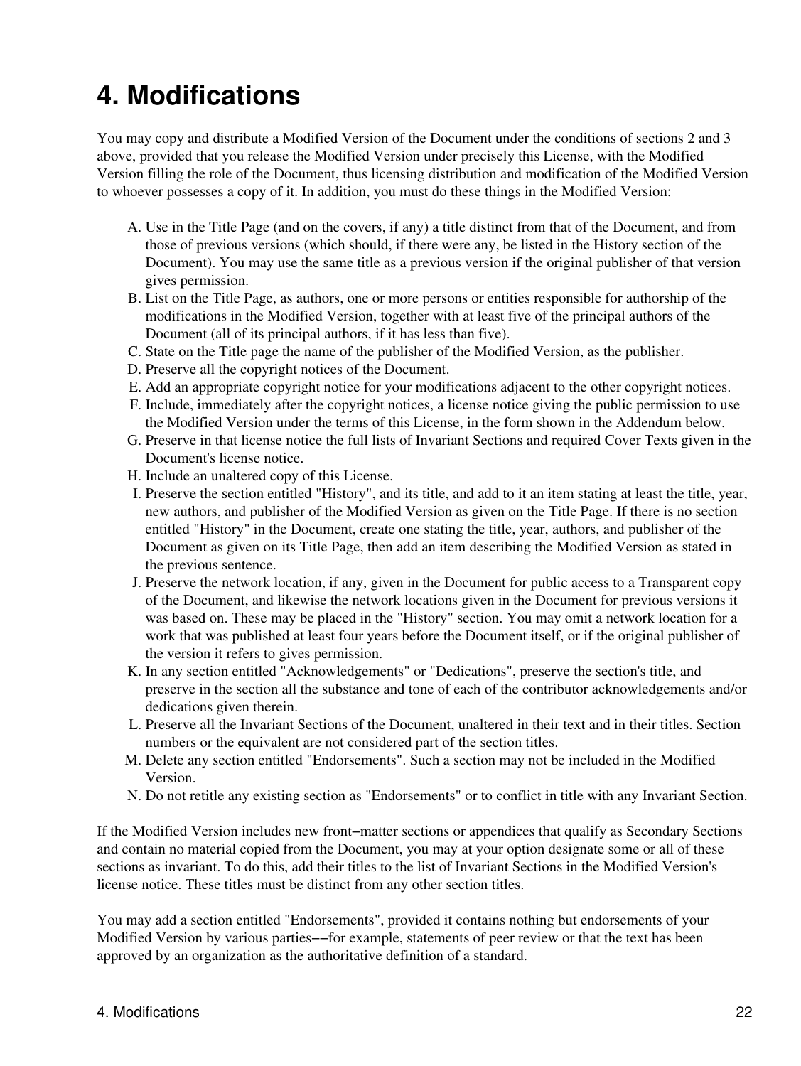# 4. Modifications

You may copy and distribute a Modified Version of the Document under the conditions of sections 2 and 3 above, provided that you release the Modified Version under precisely this License, with the Modified Version filling the role of the Document, thus licensing distribution and modification of the Modified Version to whoever possesses a copy of it. In addition, you must do these things in the Modified Version:

A. Use in the Title Page (and on the covers, if any) a title distinct from that of the Document, and from those of previous versions (which should, if there were any, be listed in the History section of the Document). You may use the same title as a previous version if the original publisher of that version gives permission.
B. List on the Title Page, as authors, one or more persons or entities responsible for authorship of the modifications in the Modified Version, together with at least five of the principal authors of the Document (all of its principal authors, if it has less than five).
C. State on the Title page the name of the publisher of the Modified Version, as the publisher.
D. Preserve all the copyright notices of the Document.
E. Add an appropriate copyright notice for your modifications adjacent to the other copyright notices.
F. Include, immediately after the copyright notices, a license notice giving the public permission to use the Modified Version under the terms of this License, in the form shown in the Addendum below.
G. Preserve in that license notice the full lists of Invariant Sections and required Cover Texts given in the Document's license notice.
H. Include an unaltered copy of this License.
I. Preserve the section entitled "History", and its title, and add to it an item stating at least the title, year, new authors, and publisher of the Modified Version as given on the Title Page. If there is no section entitled "History" in the Document, create one stating the title, year, authors, and publisher of the Document as given on its Title Page, then add an item describing the Modified Version as stated in the previous sentence.
J. Preserve the network location, if any, given in the Document for public access to a Transparent copy of the Document, and likewise the network locations given in the Document for previous versions it was based on. These may be placed in the "History" section. You may omit a network location for a work that was published at least four years before the Document itself, or if the original publisher of the version it refers to gives permission.
K. In any section entitled "Acknowledgements" or "Dedications", preserve the section's title, and preserve in the section all the substance and tone of each of the contributor acknowledgements and/or dedications given therein.
L. Preserve all the Invariant Sections of the Document, unaltered in their text and in their titles. Section numbers or the equivalent are not considered part of the section titles.
M. Delete any section entitled "Endorsements". Such a section may not be included in the Modified Version.
N. Do not retitle any existing section as "Endorsements" or to conflict in title with any Invariant Section.

If the Modified Version includes new front−matter sections or appendices that qualify as Secondary Sections and contain no material copied from the Document, you may at your option designate some or all of these sections as invariant. To do this, add their titles to the list of Invariant Sections in the Modified Version's license notice. These titles must be distinct from any other section titles.

You may add a section entitled "Endorsements", provided it contains nothing but endorsements of your Modified Version by various parties−−for example, statements of peer review or that the text has been approved by an organization as the authoritative definition of a standard.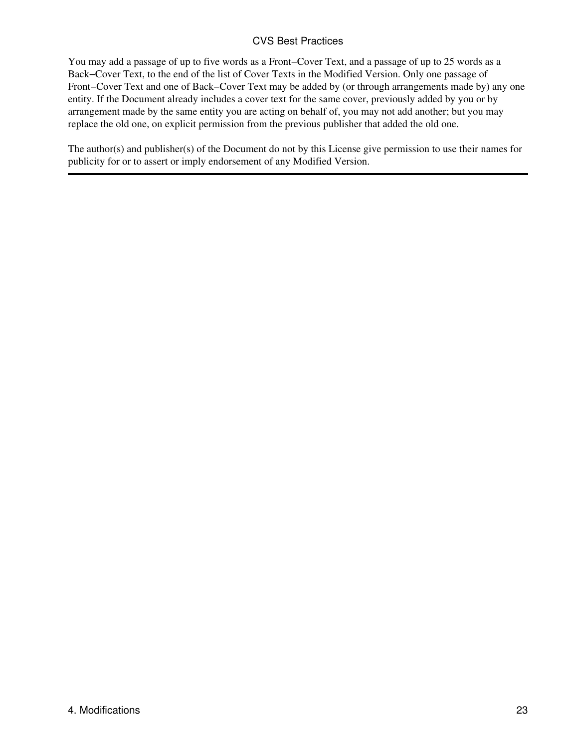You may add a passage of up to five words as a Front−Cover Text, and a passage of up to 25 words as a Back−Cover Text, to the end of the list of Cover Texts in the Modified Version. Only one passage of Front−Cover Text and one of Back−Cover Text may be added by (or through arrangements made by) any one entity. If the Document already includes a cover text for the same cover, previously added by you or by arrangement made by the same entity you are acting on behalf of, you may not add another; but you may replace the old one, on explicit permission from the previous publisher that added the old one.

The author(s) and publisher(s) of the Document do not by this License give permission to use their names for publicity for or to assert or imply endorsement of any Modified Version.

---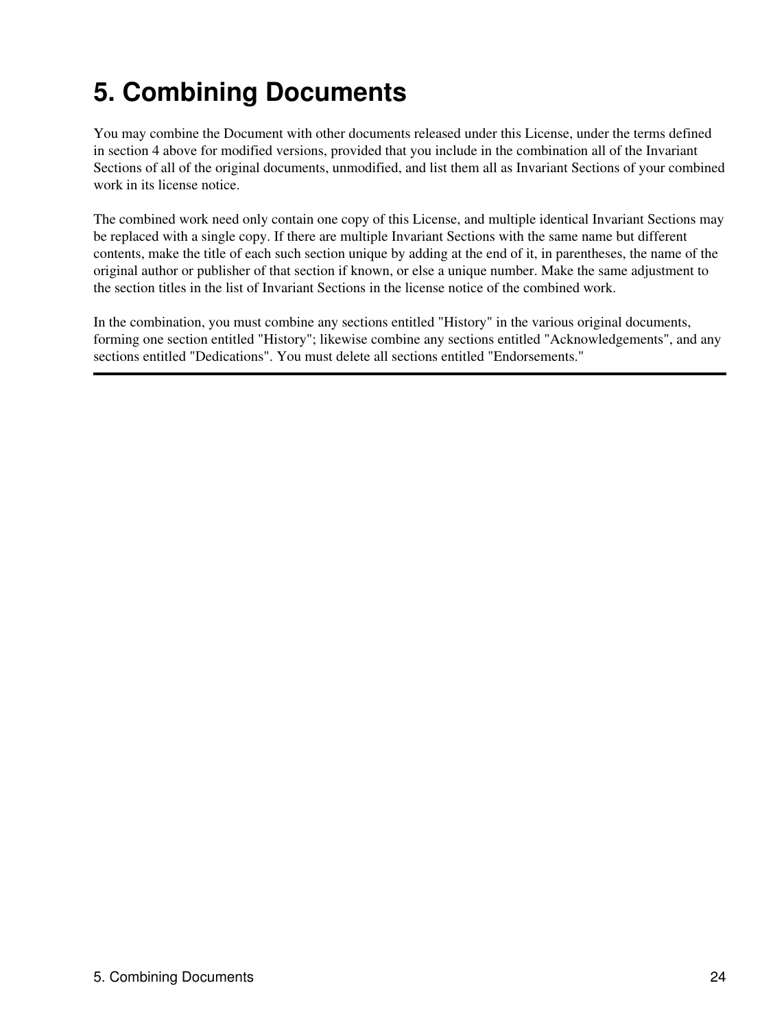# 5. Combining Documents

You may combine the Document with other documents released under this License, under the terms defined in section 4 above for modified versions, provided that you include in the combination all of the Invariant Sections of all of the original documents, unmodified, and list them all as Invariant Sections of your combined work in its license notice.

The combined work need only contain one copy of this License, and multiple identical Invariant Sections may be replaced with a single copy. If there are multiple Invariant Sections with the same name but different contents, make the title of each such section unique by adding at the end of it, in parentheses, the name of the original author or publisher of that section if known, or else a unique number. Make the same adjustment to the section titles in the list of Invariant Sections in the license notice of the combined work.

In the combination, you must combine any sections entitled "History" in the various original documents, forming one section entitled "History"; likewise combine any sections entitled "Acknowledgements", and any sections entitled "Dedications". You must delete all sections entitled "Endorsements."

---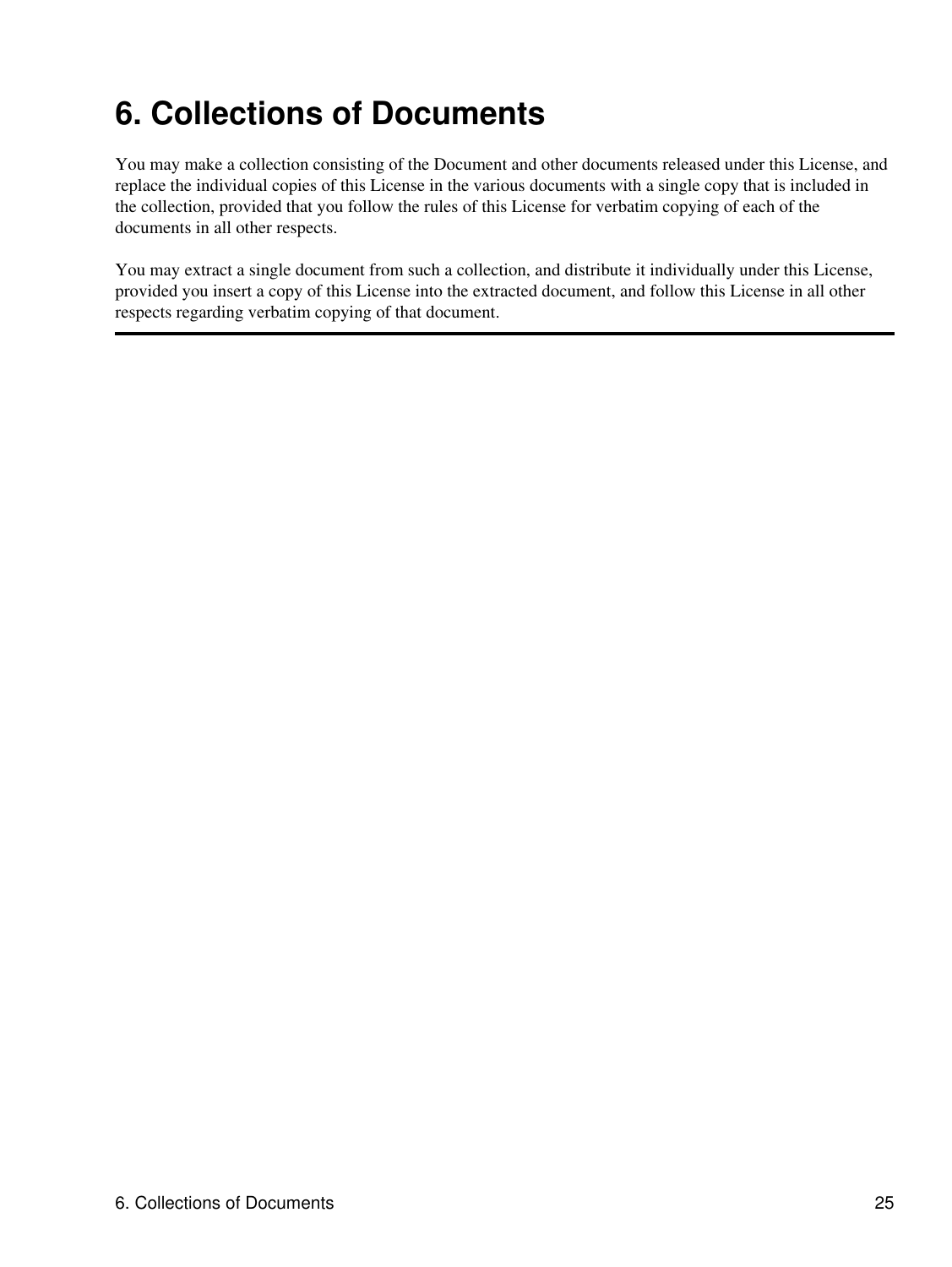# 6. Collections of Documents

You may make a collection consisting of the Document and other documents released under this License, and replace the individual copies of this License in the various documents with a single copy that is included in the collection, provided that you follow the rules of this License for verbatim copying of each of the documents in all other respects.

You may extract a single document from such a collection, and distribute it individually under this License, provided you insert a copy of this License into the extracted document, and follow this License in all other respects regarding verbatim copying of that document.

---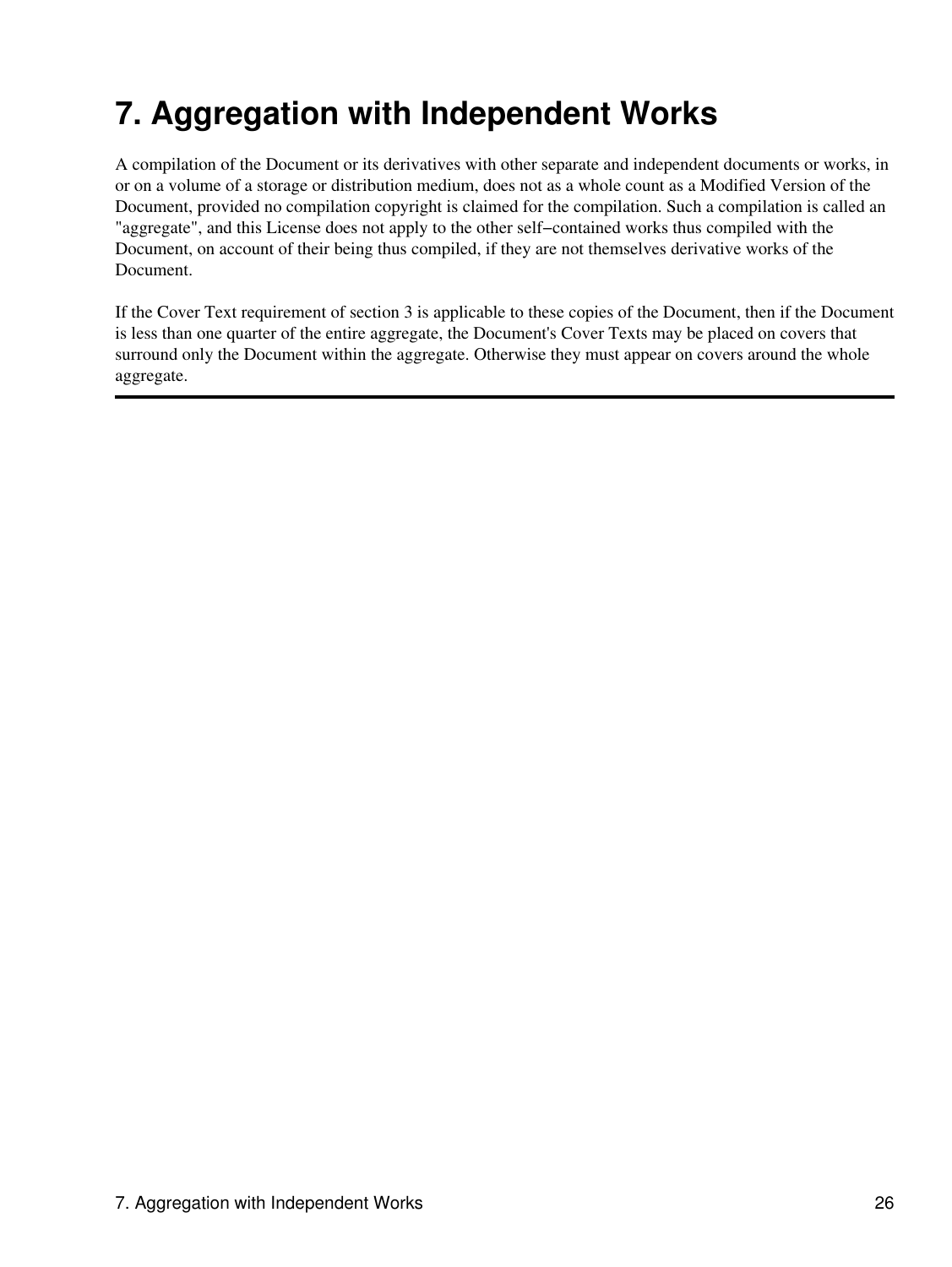# 7. Aggregation with Independent Works

A compilation of the Document or its derivatives with other separate and independent documents or works, in or on a volume of a storage or distribution medium, does not as a whole count as a Modified Version of the Document, provided no compilation copyright is claimed for the compilation. Such a compilation is called an "aggregate", and this License does not apply to the other self−contained works thus compiled with the Document, on account of their being thus compiled, if they are not themselves derivative works of the Document.

If the Cover Text requirement of section 3 is applicable to these copies of the Document, then if the Document is less than one quarter of the entire aggregate, the Document's Cover Texts may be placed on covers that surround only the Document within the aggregate. Otherwise they must appear on covers around the whole aggregate.

---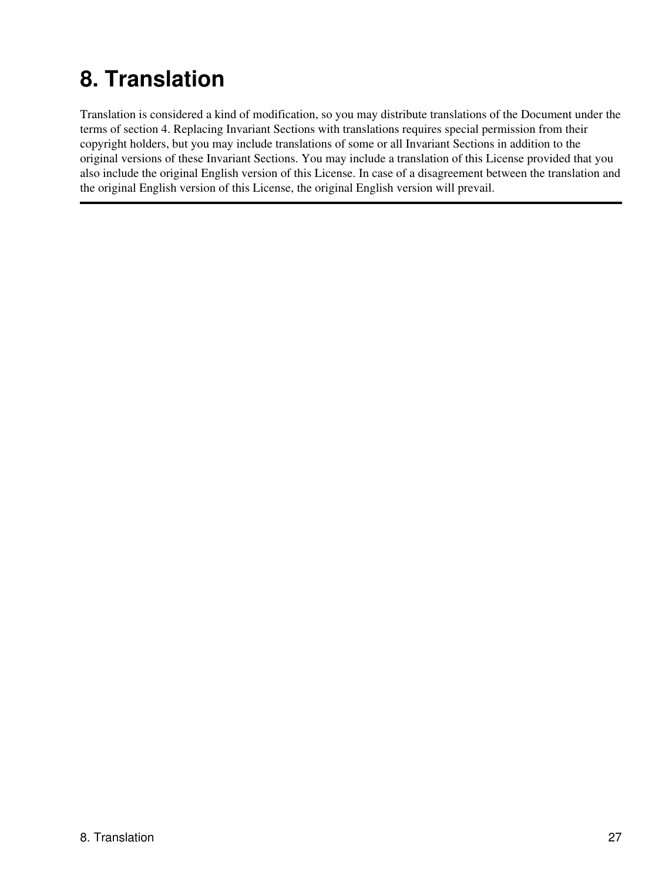# 8. Translation

Translation is considered a kind of modification, so you may distribute translations of the Document under the terms of section 4. Replacing Invariant Sections with translations requires special permission from their copyright holders, but you may include translations of some or all Invariant Sections in addition to the original versions of these Invariant Sections. You may include a translation of this License provided that you also include the original English version of this License. In case of a disagreement between the translation and the original English version of this License, the original English version will prevail.

---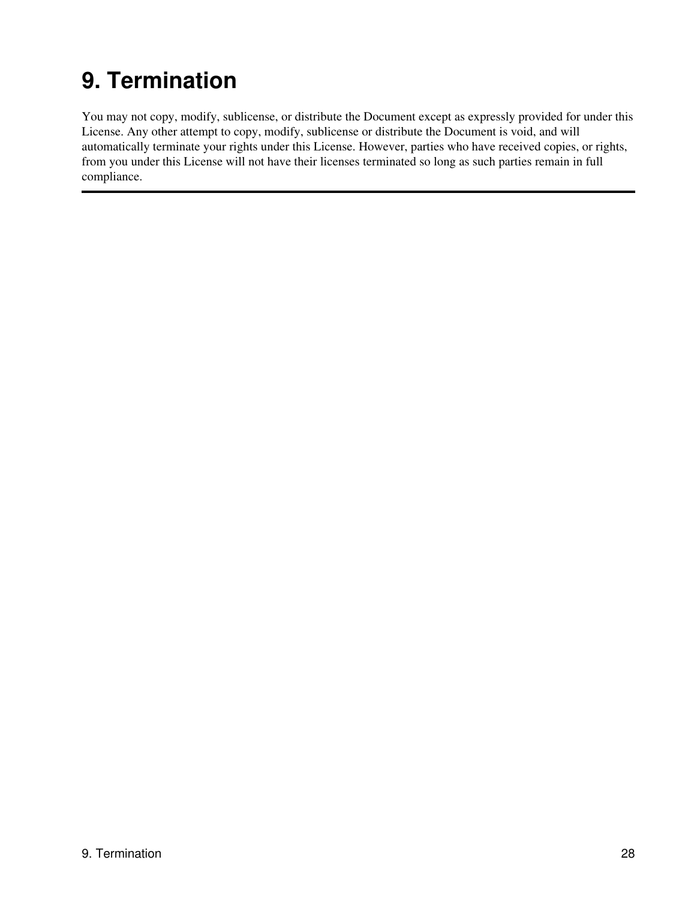# 9. Termination

You may not copy, modify, sublicense, or distribute the Document except as expressly provided for under this License. Any other attempt to copy, modify, sublicense or distribute the Document is void, and will automatically terminate your rights under this License. However, parties who have received copies, or rights, from you under this License will not have their licenses terminated so long as such parties remain in full compliance.

---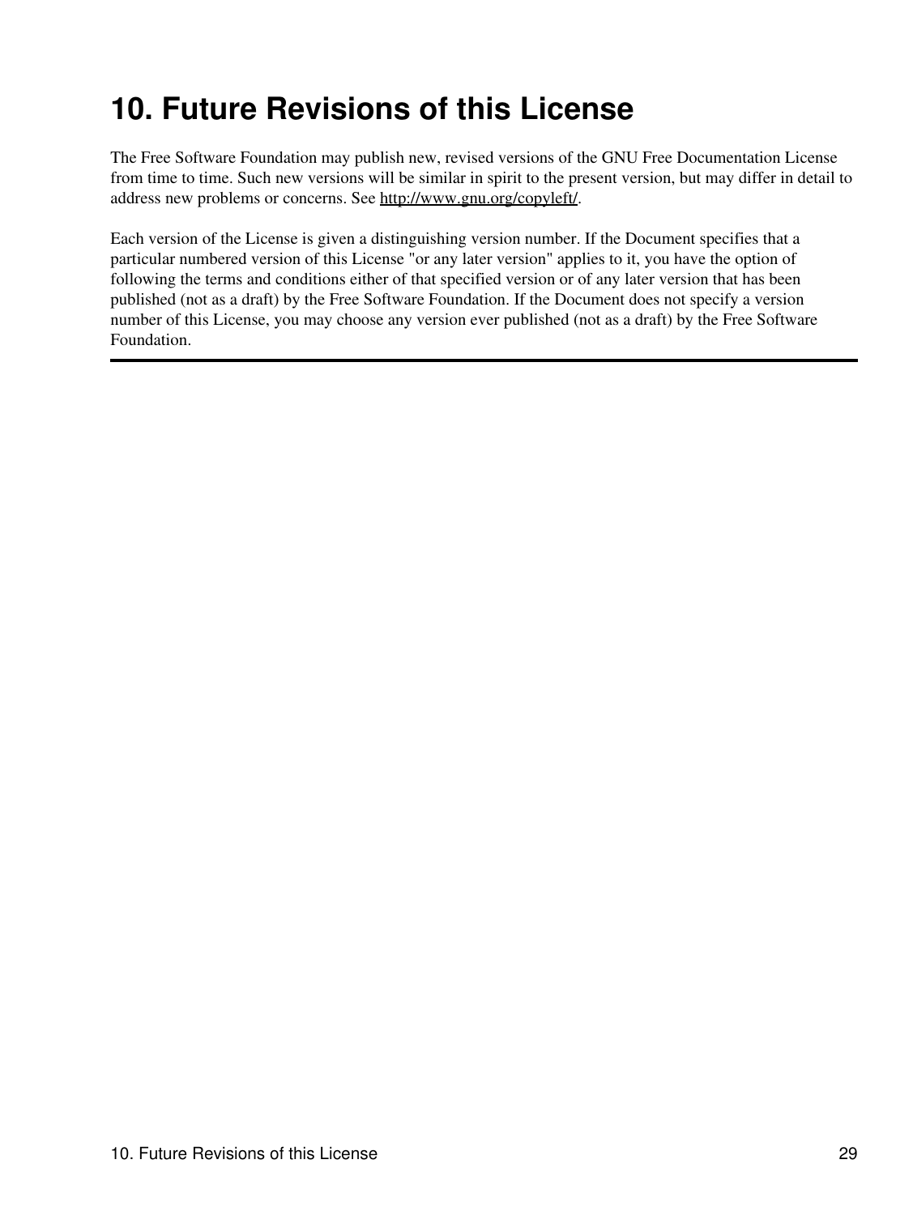# 10. Future Revisions of this License

The Free Software Foundation may publish new, revised versions of the GNU Free Documentation License from time to time. Such new versions will be similar in spirit to the present version, but may differ in detail to address new problems or concerns. See [http://www.gnu.org/copyleft/](http://www.gnu.org/copyleft/).

Each version of the License is given a distinguishing version number. If the Document specifies that a particular numbered version of this License "or any later version" applies to it, you have the option of following the terms and conditions either of that specified version or of any later version that has been published (not as a draft) by the Free Software Foundation. If the Document does not specify a version number of this License, you may choose any version ever published (not as a draft) by the Free Software Foundation.

---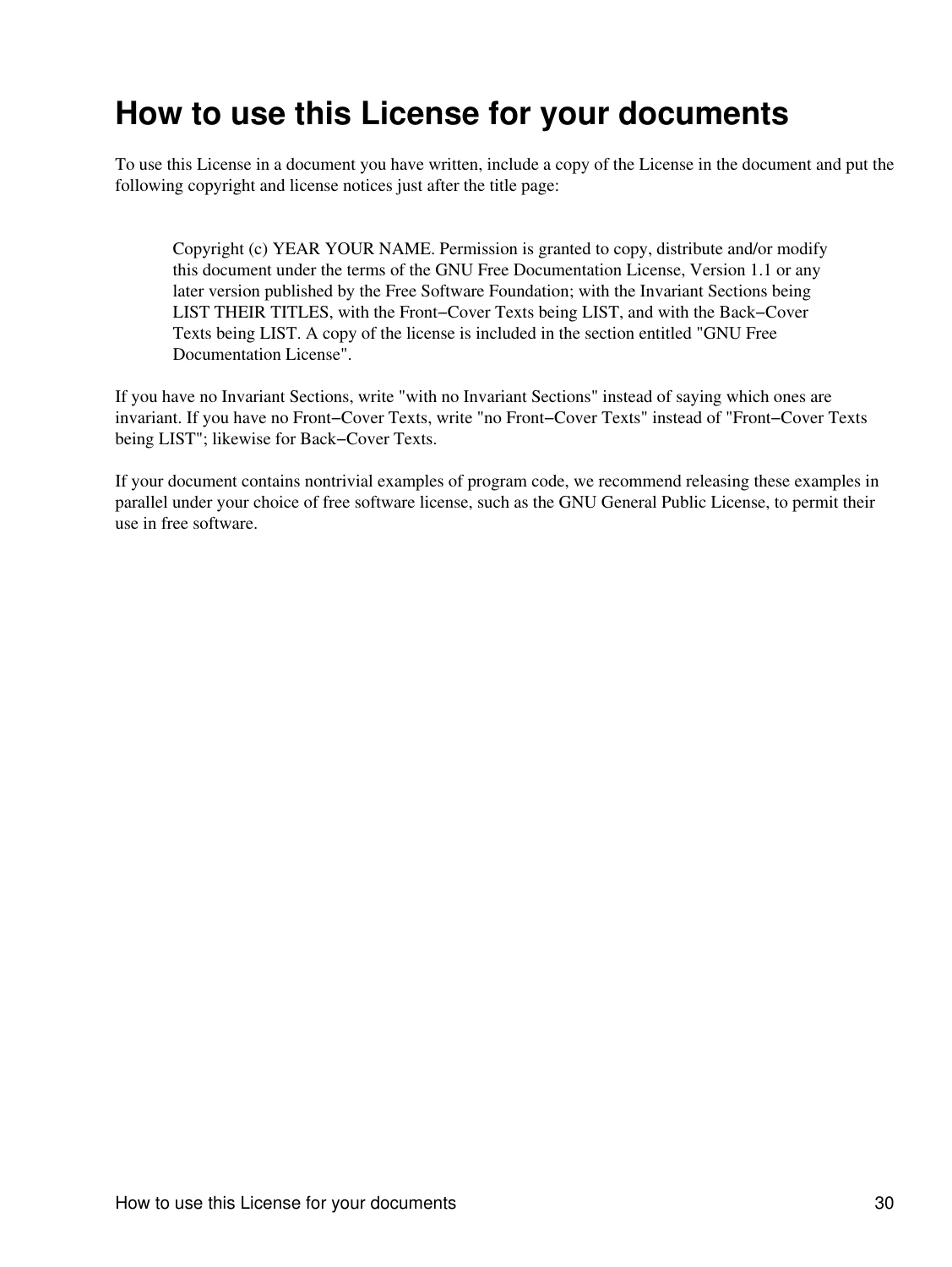# How to use this License for your documents

To use this License in a document you have written, include a copy of the License in the document and put the following copyright and license notices just after the title page:

> Copyright (c) YEAR YOUR NAME. Permission is granted to copy, distribute and/or modify this document under the terms of the GNU Free Documentation License, Version 1.1 or any later version published by the Free Software Foundation; with the Invariant Sections being LIST THEIR TITLES, with the Front−Cover Texts being LIST, and with the Back−Cover Texts being LIST. A copy of the license is included in the section entitled "GNU Free Documentation License".

If you have no Invariant Sections, write "with no Invariant Sections" instead of saying which ones are invariant. If you have no Front−Cover Texts, write "no Front−Cover Texts" instead of "Front−Cover Texts being LIST"; likewise for Back−Cover Texts.

If your document contains nontrivial examples of program code, we recommend releasing these examples in parallel under your choice of free software license, such as the GNU General Public License, to permit their use in free software.